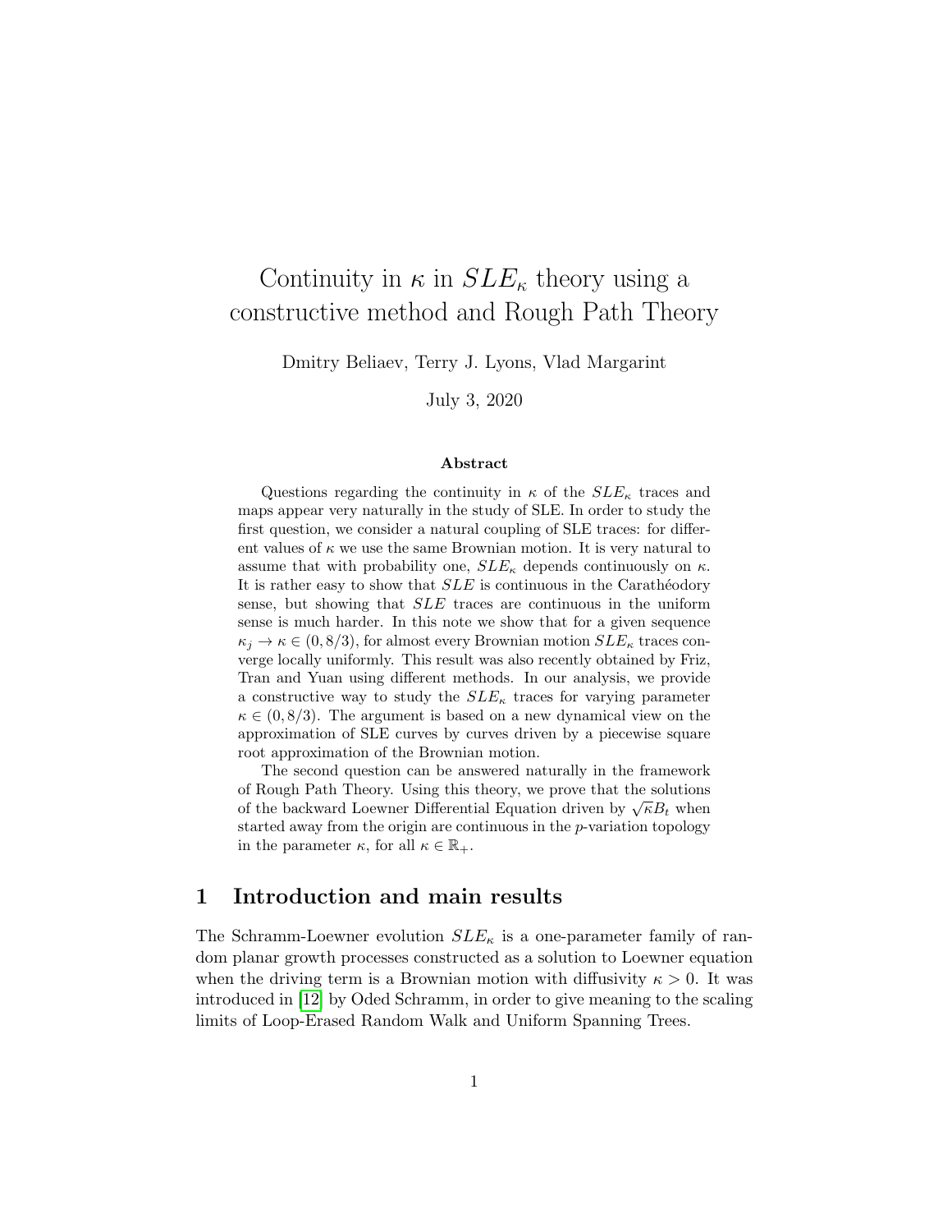# Continuity in $\kappa$ in $SLE_\kappa$ theory using a constructive method and Rough Path Theory

Dmitry Beliaev, Terry J. Lyons, Vlad Margarint

July 3, 2020

### Abstract

Questions regarding the continuity in $\kappa$ of the $SLE_\kappa$ traces and maps appear very naturally in the study of SLE. In order to study the first question, we consider a natural coupling of SLE traces: for different values of $\kappa$ we use the same Brownian motion. It is very natural to assume that with probability one, $SLE_\kappa$ depends continuously on $\kappa$. It is rather easy to show that $SLE$ is continuous in the Carathéodory sense, but showing that $SLE$ traces are continuous in the uniform sense is much harder. In this note we show that for a given sequence $\kappa_j \to \kappa \in (0, 8/3)$, for almost every Brownian motion $SLE_\kappa$ traces converge locally uniformly. This result was also recently obtained by Friz, Tran and Yuan using different methods. In our analysis, we provide a constructive way to study the $SLE_\kappa$ traces for varying parameter $\kappa \in (0, 8/3)$. The argument is based on a new dynamical view on the approximation of SLE curves by curves driven by a piecewise square root approximation of the Brownian motion.

The second question can be answered naturally in the framework of Rough Path Theory. Using this theory, we prove that the solutions of the backward Loewner Differential Equation driven by $\sqrt{\kappa}B_t$ when started away from the origin are continuous in the $p$-variation topology in the parameter $\kappa$, for all $\kappa \in \mathbb{R}_+$.

## 1 Introduction and main results

The Schramm-Loewner evolution $SLE_\kappa$ is a one-parameter family of random planar growth processes constructed as a solution to Loewner equation when the driving term is a Brownian motion with diffusivity $\kappa > 0$. It was introduced in [12] by Oded Schramm, in order to give meaning to the scaling limits of Loop-Erased Random Walk and Uniform Spanning Trees.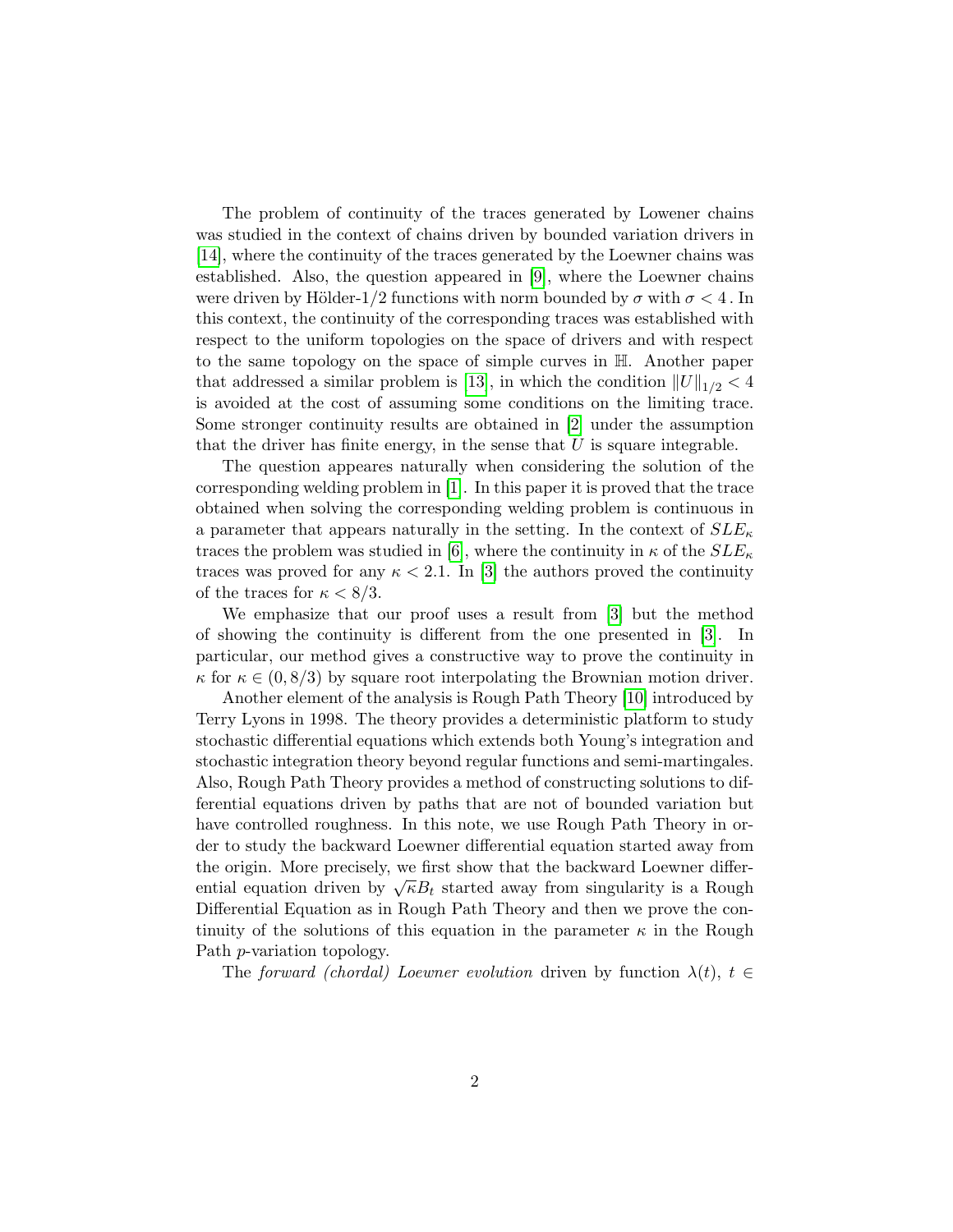The problem of continuity of the traces generated by Lowener chains was studied in the context of chains driven by bounded variation drivers in [14], where the continuity of the traces generated by the Loewner chains was established. Also, the question appeared in [9], where the Loewner chains were driven by Hölder-1/2 functions with norm bounded by $\sigma$ with $\sigma < 4$ . In this context, the continuity of the corresponding traces was established with respect to the uniform topologies on the space of drivers and with respect to the same topology on the space of simple curves in $\mathbb{H}$. Another paper that addressed a similar problem is [13], in which the condition $\|U\|_{1/2} < 4$ is avoided at the cost of assuming some conditions on the limiting trace. Some stronger continuity results are obtained in [2] under the assumption that the driver has finite energy, in the sense that $\dot{U}$ is square integrable.

The question appeares naturally when considering the solution of the corresponding welding problem in [1]. In this paper it is proved that the trace obtained when solving the corresponding welding problem is continuous in a parameter that appears naturally in the setting. In the context of $SLE_\kappa$ traces the problem was studied in [6], where the continuity in $\kappa$ of the $SLE_\kappa$ traces was proved for any $\kappa < 2.1$. In [3] the authors proved the continuity of the traces for $\kappa < 8/3$.

We emphasize that our proof uses a result from [3] but the method of showing the continuity is different from the one presented in [3]. In particular, our method gives a constructive way to prove the continuity in $\kappa$ for $\kappa \in (0, 8/3)$ by square root interpolating the Brownian motion driver.

Another element of the analysis is Rough Path Theory [10] introduced by Terry Lyons in 1998. The theory provides a deterministic platform to study stochastic differential equations which extends both Young's integration and stochastic integration theory beyond regular functions and semi-martingales. Also, Rough Path Theory provides a method of constructing solutions to differential equations driven by paths that are not of bounded variation but have controlled roughness. In this note, we use Rough Path Theory in order to study the backward Loewner differential equation started away from the origin. More precisely, we first show that the backward Loewner differential equation driven by $\sqrt{\kappa}B_t$ started away from singularity is a Rough Differential Equation as in Rough Path Theory and then we prove the continuity of the solutions of this equation in the parameter $\kappa$ in the Rough Path $p$-variation topology.

The *forward (chordal) Loewner evolution* driven by function $\lambda(t)$, $t \in$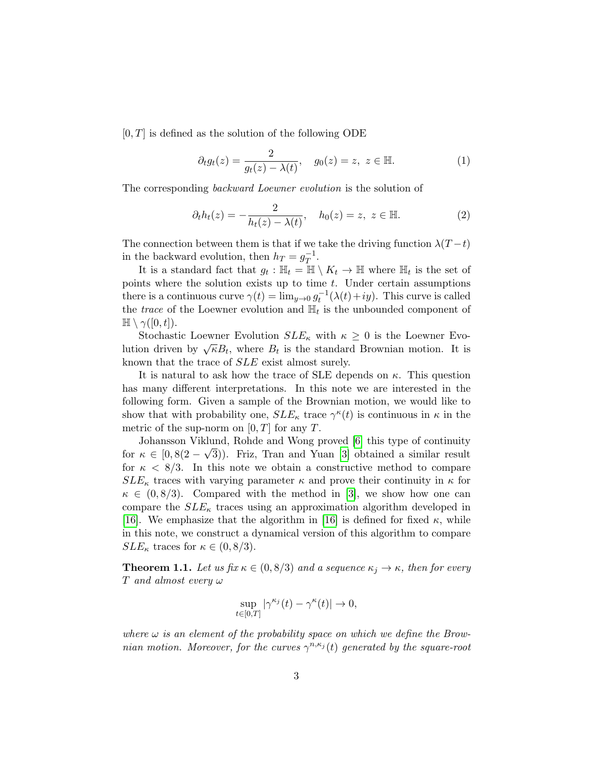$[0, T]$ is defined as the solution of the following ODE

$$\partial_t g_t(z) = \frac{2}{g_t(z) - \lambda(t)}, \quad g_0(z) = z, \ z \in \mathbb{H}. \tag{1}$$

The corresponding *backward Loewner evolution* is the solution of

$$\partial_t h_t(z) = -\frac{2}{h_t(z) - \lambda(t)}, \quad h_0(z) = z, \ z \in \mathbb{H}. \tag{2}$$

The connection between them is that if we take the driving function $\lambda(T-t)$ in the backward evolution, then $h_T = g_T^{-1}$.

It is a standard fact that $g_t : \mathbb{H}_t = \mathbb{H} \setminus K_t \to \mathbb{H}$ where $\mathbb{H}_t$ is the set of points where the solution exists up to time $t$. Under certain assumptions there is a continuous curve $\gamma(t) = \lim_{y \to 0} g_t^{-1}(\lambda(t) + iy)$. This curve is called the *trace* of the Loewner evolution and $\mathbb{H}_t$ is the unbounded component of $\mathbb{H} \setminus \gamma([0, t])$.

Stochastic Loewner Evolution $SLE_\kappa$ with $\kappa \geq 0$ is the Loewner Evolution driven by $\sqrt{\kappa} B_t$, where $B_t$ is the standard Brownian motion. It is known that the trace of $SLE$ exist almost surely.

It is natural to ask how the trace of SLE depends on $\kappa$. This question has many different interpretations. In this note we are interested in the following form. Given a sample of the Brownian motion, we would like to show that with probability one, $SLE_\kappa$ trace $\gamma^\kappa(t)$ is continuous in $\kappa$ in the metric of the sup-norm on $[0, T]$ for any $T$.

Johansson Viklund, Rohde and Wong proved [6] this type of continuity for $\kappa \in [0, 8(2 - \sqrt{3}))$. Friz, Tran and Yuan [3] obtained a similar result for $\kappa < 8/3$. In this note we obtain a constructive method to compare $SLE_\kappa$ traces with varying parameter $\kappa$ and prove their continuity in $\kappa$ for $\kappa \in (0, 8/3)$. Compared with the method in [3], we show how one can compare the $SLE_\kappa$ traces using an approximation algorithm developed in [16]. We emphasize that the algorithm in [16] is defined for fixed $\kappa$, while in this note, we construct a dynamical version of this algorithm to compare $SLE_\kappa$ traces for $\kappa \in (0, 8/3)$.

**Theorem 1.1.** *Let us fix $\kappa \in (0, 8/3)$ and a sequence $\kappa_j \to \kappa$, then for every $T$ and almost every $\omega$*

$$\sup_{t \in [0,T]} |\gamma^{\kappa_j}(t) - \gamma^\kappa(t)| \to 0,$$

*where $\omega$ is an element of the probability space on which we define the Brownian motion. Moreover, for the curves $\gamma^{n,\kappa_j}(t)$ generated by the square-root*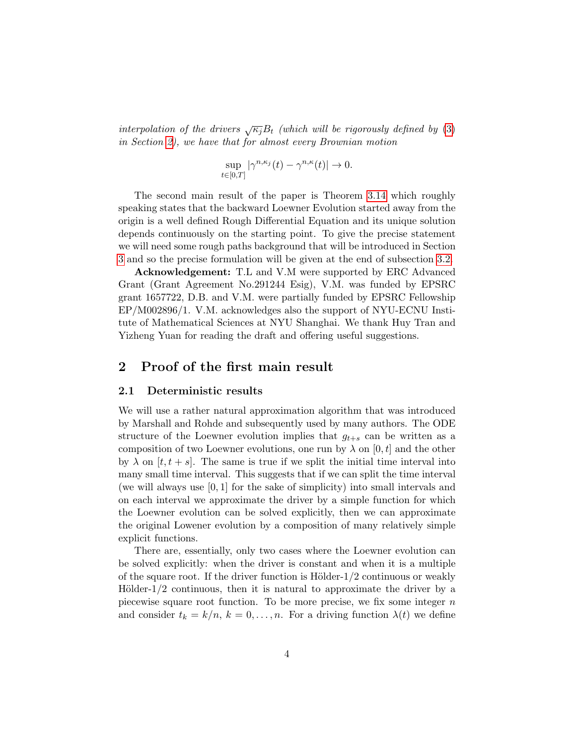*interpolation of the drivers $\sqrt{\kappa_j} B_t$ (which will be rigorously defined by (3) in Section 2), we have that for almost every Brownian motion*

$$\sup_{t \in [0,T]} |\gamma^{n,\kappa_j}(t) - \gamma^{n,\kappa}(t)| \to 0.$$

The second main result of the paper is Theorem 3.14 which roughly speaking states that the backward Loewner Evolution started away from the origin is a well defined Rough Differential Equation and its unique solution depends continuously on the starting point. To give the precise statement we will need some rough paths background that will be introduced in Section 3 and so the precise formulation will be given at the end of subsection 3.2.

**Acknowledgement:** T.L and V.M were supported by ERC Advanced Grant (Grant Agreement No.291244 Esig), V.M. was funded by EPSRC grant 1657722, D.B. and V.M. were partially funded by EPSRC Fellowship EP/M002896/1. V.M. acknowledges also the support of NYU-ECNU Institute of Mathematical Sciences at NYU Shanghai. We thank Huy Tran and Yizheng Yuan for reading the draft and offering useful suggestions.

## 2 Proof of the first main result

### 2.1 Deterministic results

We will use a rather natural approximation algorithm that was introduced by Marshall and Rohde and subsequently used by many authors. The ODE structure of the Loewner evolution implies that $g_{t+s}$ can be written as a composition of two Loewner evolutions, one run by $\lambda$ on $[0, t]$ and the other by $\lambda$ on $[t, t + s]$. The same is true if we split the initial time interval into many small time interval. This suggests that if we can split the time interval (we will always use $[0, 1]$ for the sake of simplicity) into small intervals and on each interval we approximate the driver by a simple function for which the Loewner evolution can be solved explicitly, then we can approximate the original Lowener evolution by a composition of many relatively simple explicit functions.

There are, essentially, only two cases where the Loewner evolution can be solved explicitly: when the driver is constant and when it is a multiple of the square root. If the driver function is Hölder-$1/2$ continuous or weakly Hölder-$1/2$ continuous, then it is natural to approximate the driver by a piecewise square root function. To be more precise, we fix some integer $n$ and consider $t_k = k/n$, $k = 0, \ldots, n$. For a driving function $\lambda(t)$ we define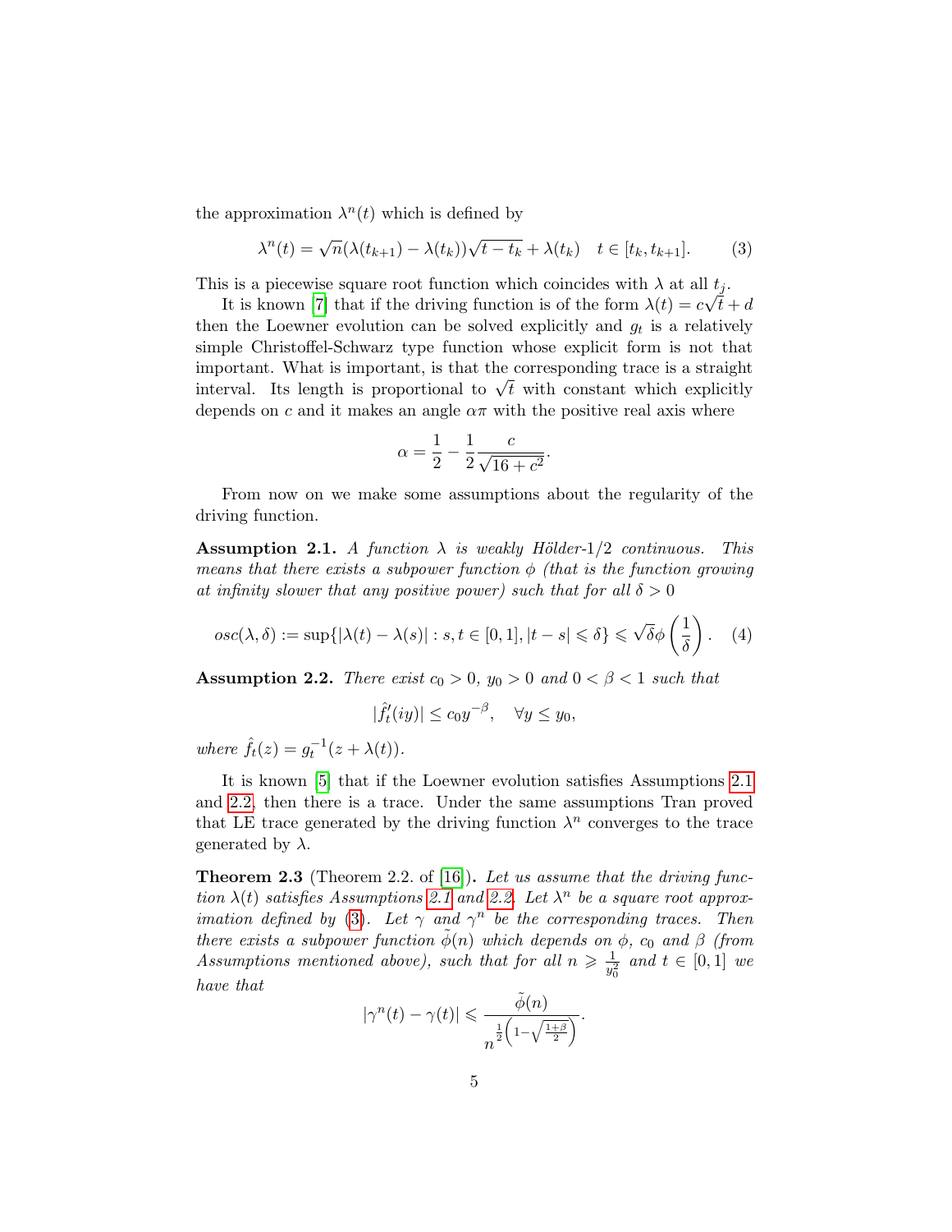the approximation $\lambda^n(t)$ which is defined by

$$\lambda^n(t) = \sqrt{n}(\lambda(t_{k+1}) - \lambda(t_k))\sqrt{t - t_k} + \lambda(t_k) \quad t \in [t_k, t_{k+1}]. \tag{3}$$

This is a piecewise square root function which coincides with $\lambda$ at all $t_j$.

It is known [7] that if the driving function is of the form $\lambda(t) = c\sqrt{t} + d$ then the Loewner evolution can be solved explicitly and $g_t$ is a relatively simple Christoffel-Schwarz type function whose explicit form is not that important. What is important, is that the corresponding trace is a straight interval. Its length is proportional to $\sqrt{t}$ with constant which explicitly depends on $c$ and it makes an angle $\alpha\pi$ with the positive real axis where

$$\alpha = \frac{1}{2} - \frac{1}{2}\frac{c}{\sqrt{16 + c^2}}.$$

From now on we make some assumptions about the regularity of the driving function.

**Assumption 2.1.** *A function $\lambda$ is weakly Hölder-1/2 continuous. This means that there exists a subpower function $\phi$ (that is the function growing at infinity slower that any positive power) such that for all $\delta > 0$*

$$osc(\lambda, \delta) := \sup\{|\lambda(t) - \lambda(s)| : s, t \in [0, 1], |t - s| \leqslant \delta\} \leqslant \sqrt{\delta}\phi\left(\frac{1}{\delta}\right). \tag{4}$$

**Assumption 2.2.** *There exist $c_0 > 0$, $y_0 > 0$ and $0 < \beta < 1$ such that*

$$|\hat{f}_t'(iy)| \leq c_0 y^{-\beta}, \quad \forall y \leq y_0,$$

*where $\hat{f}_t(z) = g_t^{-1}(z + \lambda(t))$.*

It is known [5] that if the Loewner evolution satisfies Assumptions 2.1 and 2.2, then there is a trace. Under the same assumptions Tran proved that LE trace generated by the driving function $\lambda^n$ converges to the trace generated by $\lambda$.

**Theorem 2.3** (Theorem 2.2. of [16])**.** *Let us assume that the driving function $\lambda(t)$ satisfies Assumptions 2.1 and 2.2. Let $\lambda^n$ be a square root approximation defined by (3). Let $\gamma$ and $\gamma^n$ be the corresponding traces. Then there exists a subpower function $\tilde{\phi}(n)$ which depends on $\phi$, $c_0$ and $\beta$ (from Assumptions mentioned above), such that for all $n \geqslant \frac{1}{y_0^2}$ and $t \in [0, 1]$ we have that*

$$|\gamma^n(t) - \gamma(t)| \leqslant \frac{\tilde{\phi}(n)}{n^{\frac{1}{2}\left(1 - \sqrt{\frac{1+\beta}{2}}\right)}}.$$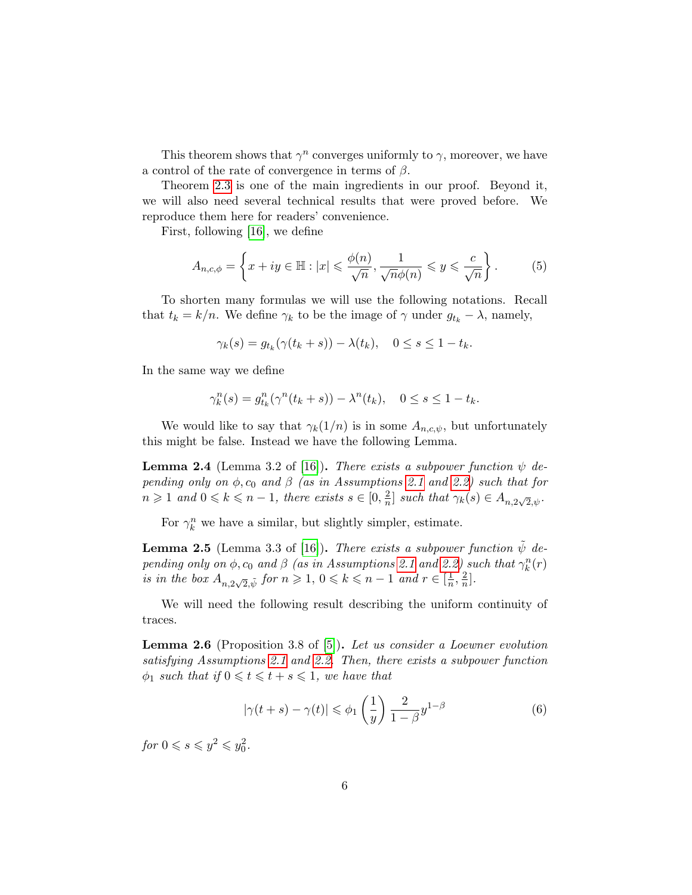This theorem shows that $\gamma^n$ converges uniformly to $\gamma$, moreover, we have a control of the rate of convergence in terms of $\beta$.

Theorem 2.3 is one of the main ingredients in our proof. Beyond it, we will also need several technical results that were proved before. We reproduce them here for readers' convenience.

First, following [16], we define

$$A_{n,c,\phi} = \left\{ x + iy \in \mathbb{H} : |x| \leqslant \frac{\phi(n)}{\sqrt{n}}, \frac{1}{\sqrt{n}\phi(n)} \leqslant y \leqslant \frac{c}{\sqrt{n}} \right\}. \tag{5}$$

To shorten many formulas we will use the following notations. Recall that $t_k = k/n$. We define $\gamma_k$ to be the image of $\gamma$ under $g_{t_k} - \lambda$, namely,

$$\gamma_k(s) = g_{t_k}(\gamma(t_k + s)) - \lambda(t_k), \quad 0 \leq s \leq 1 - t_k.$$

In the same way we define

$$\gamma_k^n(s) = g_{t_k}^n(\gamma^n(t_k + s)) - \lambda^n(t_k), \quad 0 \leq s \leq 1 - t_k.$$

We would like to say that $\gamma_k(1/n)$ is in some $A_{n,c,\psi}$, but unfortunately this might be false. Instead we have the following Lemma.

**Lemma 2.4** (Lemma 3.2 of [16])**.** *There exists a subpower function $\psi$ depending only on $\phi, c_0$ and $\beta$ (as in Assumptions 2.1 and 2.2) such that for $n \geqslant 1$ and $0 \leqslant k \leqslant n-1$, there exists $s \in [0, \frac{2}{n}]$ such that $\gamma_k(s) \in A_{n,2\sqrt{2},\psi}$.*

For $\gamma_k^n$ we have a similar, but slightly simpler, estimate.

**Lemma 2.5** (Lemma 3.3 of [16])**.** *There exists a subpower function $\tilde{\psi}$ depending only on $\phi, c_0$ and $\beta$ (as in Assumptions 2.1 and 2.2) such that $\gamma_k^n(r)$ is in the box $A_{n,2\sqrt{2},\tilde{\psi}}$ for $n \geqslant 1$, $0 \leqslant k \leqslant n-1$ and $r \in [\frac{1}{n}, \frac{2}{n}]$.*

We will need the following result describing the uniform continuity of traces.

**Lemma 2.6** (Proposition 3.8 of [5])**.** *Let us consider a Loewner evolution satisfying Assumptions 2.1 and 2.2. Then, there exists a subpower function $\phi_1$ such that if $0 \leqslant t \leqslant t + s \leqslant 1$, we have that*

$$|\gamma(t+s) - \gamma(t)| \leqslant \phi_1\left(\frac{1}{y}\right) \frac{2}{1-\beta} y^{1-\beta} \tag{6}$$

*for $0 \leqslant s \leqslant y^2 \leqslant y_0^2$.*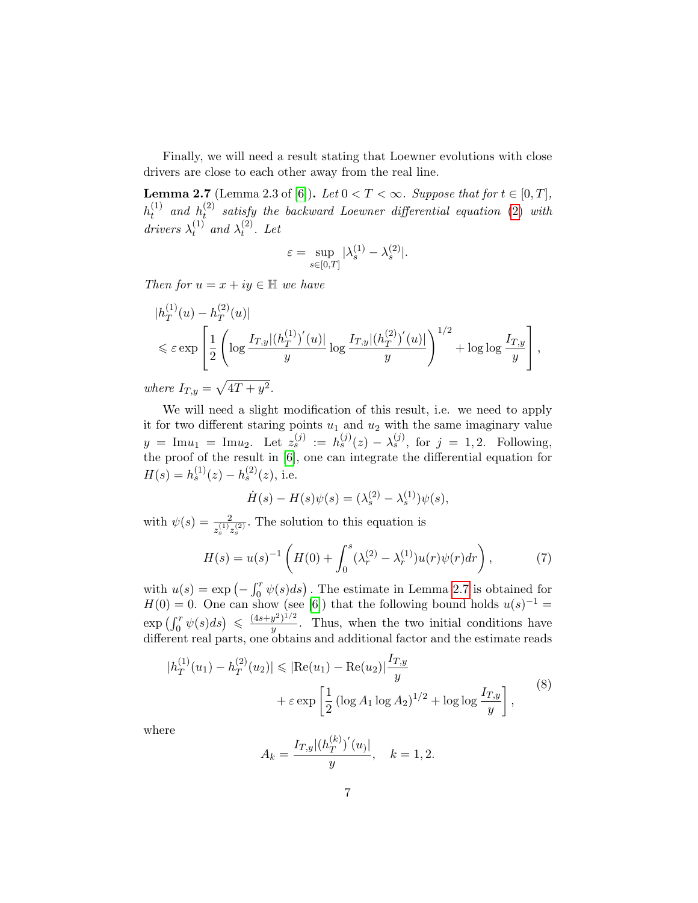Finally, we will need a result stating that Loewner evolutions with close drivers are close to each other away from the real line.

**Lemma 2.7** (Lemma 2.3 of [6]). *Let $0 < T < \infty$. Suppose that for $t \in [0, T]$, $h_t^{(1)}$ and $h_t^{(2)}$ satisfy the backward Loewner differential equation (2) with drivers $\lambda_t^{(1)}$ and $\lambda_t^{(2)}$. Let*

$$\varepsilon = \sup_{s\in[0,T]} |\lambda_s^{(1)} - \lambda_s^{(2)}|.$$

*Then for $u = x + iy \in \mathbb{H}$ we have*

$$|h_T^{(1)}(u) - h_T^{(2)}(u)|$$
$$\leqslant \varepsilon \exp\left[\frac{1}{2}\left(\log \frac{I_{T,y}|(h_T^{(1)})'(u)|}{y} \log \frac{I_{T,y}|(h_T^{(2)})'(u)|}{y}\right)^{1/2} + \log\log \frac{I_{T,y}}{y}\right],$$

*where $I_{T,y} = \sqrt{4T + y^2}$.*

We will need a slight modification of this result, i.e. we need to apply it for two different staring points $u_1$ and $u_2$ with the same imaginary value $y = \mathrm{Im} u_1 = \mathrm{Im} u_2$. Let $z_s^{(j)} := h_s^{(j)}(z) - \lambda_s^{(j)}$, for $j = 1, 2$. Following, the proof of the result in [6], one can integrate the differential equation for $H(s) = h_s^{(1)}(z) - h_s^{(2)}(z)$, i.e.

$$\dot{H}(s) - H(s)\psi(s) = (\lambda_s^{(2)} - \lambda_s^{(1)})\psi(s),$$

with $\psi(s) = \frac{2}{z_s^{(1)} z_s^{(2)}}$. The solution to this equation is

$$H(s) = u(s)^{-1}\left(H(0) + \int_0^s (\lambda_r^{(2)} - \lambda_r^{(1)})u(r)\psi(r)dr\right), \tag{7}$$

with $u(s) = \exp\left(-\int_0^r \psi(s)ds\right)$. The estimate in Lemma 2.7 is obtained for $H(0) = 0$. One can show (see [6]) that the following bound holds $u(s)^{-1} = \exp\left(\int_0^r \psi(s)ds\right) \leqslant \frac{(4s+y^2)^{1/2}}{y}$. Thus, when the two initial conditions have different real parts, one obtains and additional factor and the estimate reads

$$\begin{aligned} |h_T^{(1)}(u_1) - h_T^{(2)}(u_2)| &\leqslant |\mathrm{Re}(u_1) - \mathrm{Re}(u_2)|\frac{I_{T,y}}{y} \\ &\quad + \varepsilon \exp\left[\frac{1}{2}\left(\log A_1 \log A_2\right)^{1/2} + \log\log \frac{I_{T,y}}{y}\right], \end{aligned} \tag{8}$$

where

$$A_k = \frac{I_{T,y}|(h_T^{(k)})'(u_)|}{y}, \quad k = 1, 2.$$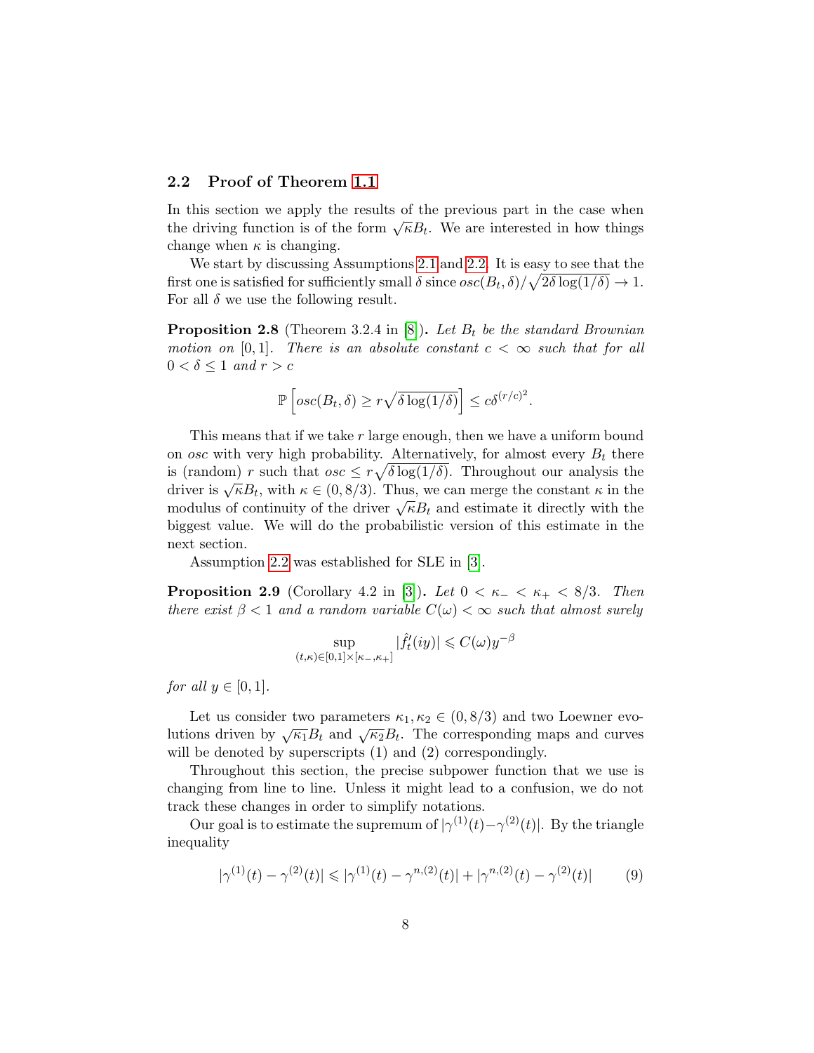### 2.2 Proof of Theorem 1.1

In this section we apply the results of the previous part in the case when the driving function is of the form $\sqrt{\kappa} B_t$. We are interested in how things change when $\kappa$ is changing.

We start by discussing Assumptions 2.1 and 2.2. It is easy to see that the first one is satisfied for sufficiently small $\delta$ since $osc(B_t, \delta)/\sqrt{2\delta \log(1/\delta)} \to 1$. For all $\delta$ we use the following result.

**Proposition 2.8** (Theorem 3.2.4 in [8]). *Let $B_t$ be the standard Brownian motion on $[0,1]$. There is an absolute constant $c < \infty$ such that for all $0 < \delta \le 1$ and $r > c$*

$$\mathbb{P}\left[osc(B_t, \delta) \ge r\sqrt{\delta \log(1/\delta)}\right] \le c\delta^{(r/c)^2}.$$

This means that if we take $r$ large enough, then we have a uniform bound on $osc$ with very high probability. Alternatively, for almost every $B_t$ there is (random) $r$ such that $osc \le r\sqrt{\delta \log(1/\delta)}$. Throughout our analysis the driver is $\sqrt{\kappa} B_t$, with $\kappa \in (0, 8/3)$. Thus, we can merge the constant $\kappa$ in the modulus of continuity of the driver $\sqrt{\kappa} B_t$ and estimate it directly with the biggest value. We will do the probabilistic version of this estimate in the next section.

Assumption 2.2 was established for SLE in [3].

**Proposition 2.9** (Corollary 4.2 in [3]). *Let $0 < \kappa_- < \kappa_+ < 8/3$. Then there exist $\beta < 1$ and a random variable $C(\omega) < \infty$ such that almost surely*

$$\sup_{(t,\kappa) \in [0,1] \times [\kappa_-, \kappa_+]} |\hat{f}_t'(iy)| \leqslant C(\omega) y^{-\beta}$$

*for all $y \in [0,1]$.*

Let us consider two parameters $\kappa_1, \kappa_2 \in (0, 8/3)$ and two Loewner evolutions driven by $\sqrt{\kappa_1} B_t$ and $\sqrt{\kappa_2} B_t$. The corresponding maps and curves will be denoted by superscripts (1) and (2) correspondingly.

Throughout this section, the precise subpower function that we use is changing from line to line. Unless it might lead to a confusion, we do not track these changes in order to simplify notations.

Our goal is to estimate the supremum of $|\gamma^{(1)}(t) - \gamma^{(2)}(t)|$. By the triangle inequality

$$|\gamma^{(1)}(t) - \gamma^{(2)}(t)| \leqslant |\gamma^{(1)}(t) - \gamma^{n,(2)}(t)| + |\gamma^{n,(2)}(t) - \gamma^{(2)}(t)| \qquad (9)$$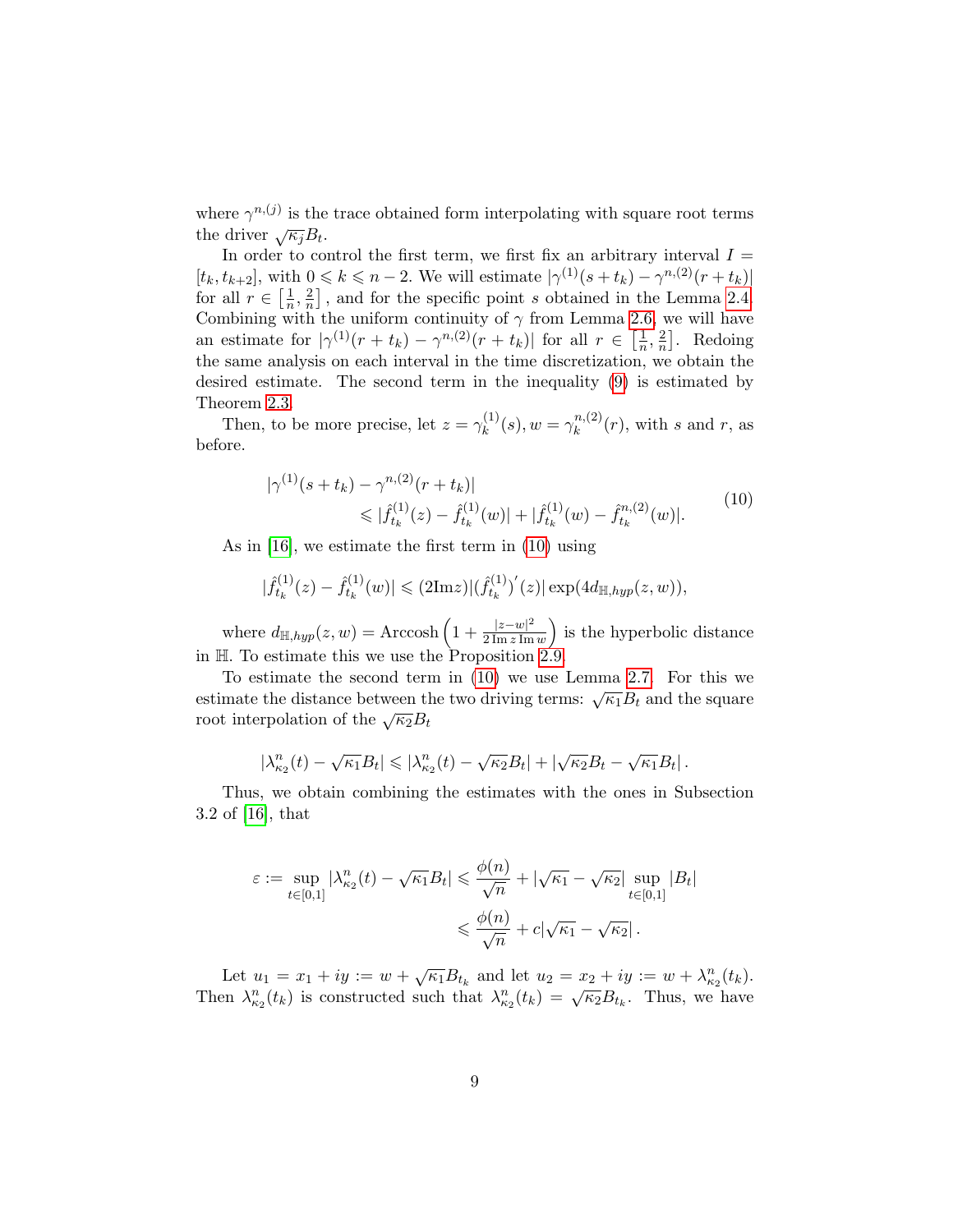where $\gamma^{n,(j)}$ is the trace obtained form interpolating with square root terms the driver $\sqrt{\kappa_j}B_t$.

In order to control the first term, we first fix an arbitrary interval $I = [t_k, t_{k+2}]$, with $0 \leqslant k \leqslant n-2$. We will estimate $|\gamma^{(1)}(s+t_k) - \gamma^{n,(2)}(r+t_k)|$ for all $r \in \left[\frac{1}{n}, \frac{2}{n}\right]$, and for the specific point $s$ obtained in the Lemma 2.4. Combining with the uniform continuity of $\gamma$ from Lemma 2.6, we will have an estimate for $|\gamma^{(1)}(r+t_k) - \gamma^{n,(2)}(r+t_k)|$ for all $r \in \left[\frac{1}{n}, \frac{2}{n}\right]$. Redoing the same analysis on each interval in the time discretization, we obtain the desired estimate. The second term in the inequality (9) is estimated by Theorem 2.3.

Then, to be more precise, let $z = \gamma_k^{(1)}(s), w = \gamma_k^{n,(2)}(r)$, with $s$ and $r$, as before.

$$
\begin{aligned}
&|\gamma^{(1)}(s+t_k) - \gamma^{n,(2)}(r+t_k)| \\
&\qquad \leqslant |\hat{f}^{(1)}_{t_k}(z) - \hat{f}^{(1)}_{t_k}(w)| + |\hat{f}^{(1)}_{t_k}(w) - \hat{f}^{n,(2)}_{t_k}(w)|.
\end{aligned}
\tag{10}
$$

As in [16], we estimate the first term in (10) using

$$
|\hat{f}^{(1)}_{t_k}(z) - \hat{f}^{(1)}_{t_k}(w)| \leqslant (2\mathrm{Im} z)|(\hat{f}^{(1)}_{t_k})'(z)| \exp(4 d_{\mathbb{H},hyp}(z,w)),
$$

where $d_{\mathbb{H},hyp}(z,w) = \mathrm{Arccosh}\left(1 + \frac{|z-w|^2}{2\,\mathrm{Im}\, z\, \mathrm{Im}\, w}\right)$ is the hyperbolic distance in $\mathbb{H}$. To estimate this we use the Proposition 2.9.

To estimate the second term in (10) we use Lemma 2.7. For this we estimate the distance between the two driving terms: $\sqrt{\kappa_1}B_t$ and the square root interpolation of the $\sqrt{\kappa_2}B_t$

$$
|\lambda^n_{\kappa_2}(t) - \sqrt{\kappa_1}B_t| \leqslant |\lambda^n_{\kappa_2}(t) - \sqrt{\kappa_2}B_t| + |\sqrt{\kappa_2}B_t - \sqrt{\kappa_1}B_t|\,.
$$

Thus, we obtain combining the estimates with the ones in Subsection 3.2 of [16], that

$$
\begin{aligned}
\varepsilon := \sup_{t\in[0,1]} |\lambda^n_{\kappa_2}(t) - \sqrt{\kappa_1}B_t| &\leqslant \frac{\phi(n)}{\sqrt{n}} + |\sqrt{\kappa_1} - \sqrt{\kappa_2}| \sup_{t\in[0,1]} |B_t| \\
&\leqslant \frac{\phi(n)}{\sqrt{n}} + c|\sqrt{\kappa_1} - \sqrt{\kappa_2}|\,.
\end{aligned}
$$

Let $u_1 = x_1 + iy := w + \sqrt{\kappa_1}B_{t_k}$ and let $u_2 = x_2 + iy := w + \lambda^n_{\kappa_2}(t_k)$. Then $\lambda^n_{\kappa_2}(t_k)$ is constructed such that $\lambda^n_{\kappa_2}(t_k) = \sqrt{\kappa_2}B_{t_k}$. Thus, we have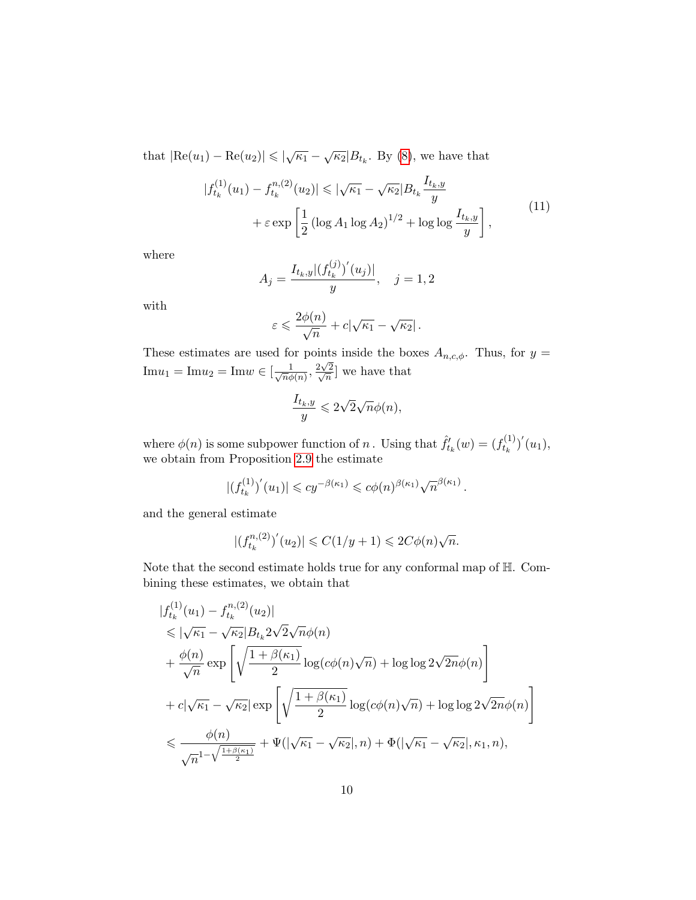that $|\mathrm{Re}(u_1) - \mathrm{Re}(u_2)| \leqslant |\sqrt{\kappa_1} - \sqrt{\kappa_2}| B_{t_k}$. By (8), we have that

$$
\begin{aligned}
|f^{(1)}_{t_k}(u_1) - f^{n,(2)}_{t_k}(u_2)| &\leqslant |\sqrt{\kappa_1} - \sqrt{\kappa_2}| B_{t_k} \frac{I_{t_k,y}}{y} \\
&+ \varepsilon \exp\left[\frac{1}{2}\left(\log A_1 \log A_2\right)^{1/2} + \log\log \frac{I_{t_k,y}}{y}\right],
\end{aligned}
\tag{11}
$$

where

$$
A_j = \frac{I_{t_k,y}|(f^{(j)}_{t_k})'(u_j)|}{y}, \quad j = 1, 2
$$

with

$$
\varepsilon \leqslant \frac{2\phi(n)}{\sqrt{n}} + c|\sqrt{\kappa_1} - \sqrt{\kappa_2}|\,.
$$

These estimates are used for points inside the boxes $A_{n,c,\phi}$. Thus, for $y = \mathrm{Im} u_1 = \mathrm{Im} u_2 = \mathrm{Im} w \in [\frac{1}{\sqrt{n}\phi(n)}, \frac{2\sqrt{2}}{\sqrt{n}}]$ we have that

$$
\frac{I_{t_k,y}}{y} \leqslant 2\sqrt{2}\sqrt{n}\phi(n),
$$

where $\phi(n)$ is some subpower function of $n$. Using that $\hat{f}'_{t_k}(w) = (f^{(1)}_{t_k})'(u_1)$, we obtain from Proposition 2.9 the estimate

$$
|(f^{(1)}_{t_k})'(u_1)| \leqslant c y^{-\beta(\kappa_1)} \leqslant c\phi(n)^{\beta(\kappa_1)} \sqrt{n}^{\beta(\kappa_1)}\,.
$$

and the general estimate

$$
|(f^{n,(2)}_{t_k})'(u_2)| \leqslant C(1/y + 1) \leqslant 2C\phi(n)\sqrt{n}.
$$

Note that the second estimate holds true for any conformal map of $\mathbb{H}$. Combining these estimates, we obtain that

$$
\begin{aligned}
&|f^{(1)}_{t_k}(u_1) - f^{n,(2)}_{t_k}(u_2)| \\
&\leqslant |\sqrt{\kappa_1} - \sqrt{\kappa_2}| B_{t_k} 2\sqrt{2}\sqrt{n}\phi(n) \\
&+ \frac{\phi(n)}{\sqrt{n}} \exp\left[\sqrt{\frac{1+\beta(\kappa_1)}{2}} \log(c\phi(n)\sqrt{n}) + \log\log 2\sqrt{2n}\phi(n)\right] \\
&+ c|\sqrt{\kappa_1} - \sqrt{\kappa_2}| \exp\left[\sqrt{\frac{1+\beta(\kappa_1)}{2}} \log(c\phi(n)\sqrt{n}) + \log\log 2\sqrt{2n}\phi(n)\right] \\
&\leqslant \frac{\phi(n)}{\sqrt{n}^{1-\sqrt{\frac{1+\beta(\kappa_1)}{2}}}} + \Psi(|\sqrt{\kappa_1} - \sqrt{\kappa_2}|, n) + \Phi(|\sqrt{\kappa_1} - \sqrt{\kappa_2}|, \kappa_1, n),
\end{aligned}
$$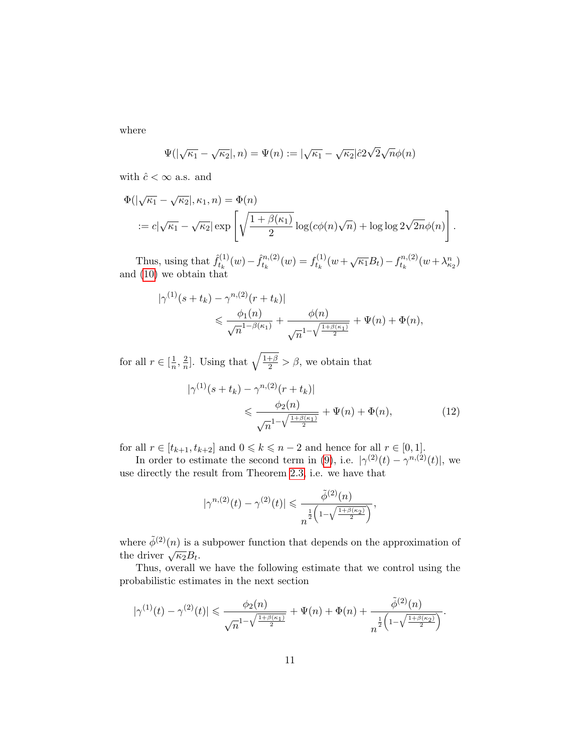where

$$\Psi(|\sqrt{\kappa_1} - \sqrt{\kappa_2}|, n) = \Psi(n) := |\sqrt{\kappa_1} - \sqrt{\kappa_2}|\hat{c}2\sqrt{2}\sqrt{n}\phi(n)$$

with $\hat{c} < \infty$ a.s. and

$$\begin{aligned}
\Phi(|\sqrt{\kappa_1} - \sqrt{\kappa_2}|, \kappa_1, n) &= \Phi(n) \\
&:= c|\sqrt{\kappa_1} - \sqrt{\kappa_2}| \exp\left[\sqrt{\frac{1+\beta(\kappa_1)}{2}} \log(c\phi(n)\sqrt{n}) + \log\log 2\sqrt{2n}\phi(n)\right].
\end{aligned}$$

Thus, using that $\hat{f}^{(1)}_{t_k}(w) - \hat{f}^{n,(2)}_{t_k}(w) = f^{(1)}_{t_k}(w + \sqrt{\kappa_1}B_t) - f^{n,(2)}_{t_k}(w + \lambda^n_{\kappa_2})$ and (10) we obtain that

$$\begin{aligned}
&|\gamma^{(1)}(s + t_k) - \gamma^{n,(2)}(r + t_k)| \\
&\qquad \leqslant \frac{\phi_1(n)}{\sqrt{n}^{1-\beta(\kappa_1)}} + \frac{\phi(n)}{\sqrt{n}^{1-\sqrt{\frac{1+\beta(\kappa_1)}{2}}}} + \Psi(n) + \Phi(n),
\end{aligned}$$

for all $r \in [\frac{1}{n}, \frac{2}{n}]$. Using that $\sqrt{\frac{1+\beta}{2}} > \beta$, we obtain that

$$\begin{aligned}
&|\gamma^{(1)}(s + t_k) - \gamma^{n,(2)}(r + t_k)| \\
&\qquad \leqslant \frac{\phi_2(n)}{\sqrt{n}^{1-\sqrt{\frac{1+\beta(\kappa_1)}{2}}}} + \Psi(n) + \Phi(n), \qquad (12)
\end{aligned}$$

for all $r \in [t_{k+1}, t_{k+2}]$ and $0 \leqslant k \leqslant n-2$ and hence for all $r \in [0, 1]$.

In order to estimate the second term in (9), i.e. $|\gamma^{(2)}(t) - \gamma^{n,(2)}(t)|$, we use directly the result from Theorem 2.3, i.e. we have that

$$|\gamma^{n,(2)}(t) - \gamma^{(2)}(t)| \leqslant \frac{\tilde{\phi}^{(2)}(n)}{n^{\frac{1}{2}\left(1-\sqrt{\frac{1+\beta(\kappa_2)}{2}}\right)}},$$

where $\tilde{\phi}^{(2)}(n)$ is a subpower function that depends on the approximation of the driver $\sqrt{\kappa_2}B_t$.

Thus, overall we have the following estimate that we control using the probabilistic estimates in the next section

$$|\gamma^{(1)}(t) - \gamma^{(2)}(t)| \leqslant \frac{\phi_2(n)}{\sqrt{n}^{1-\sqrt{\frac{1+\beta(\kappa_1)}{2}}}} + \Psi(n) + \Phi(n) + \frac{\tilde{\phi}^{(2)}(n)}{n^{\frac{1}{2}\left(1-\sqrt{\frac{1+\beta(\kappa_2)}{2}}\right)}}.$$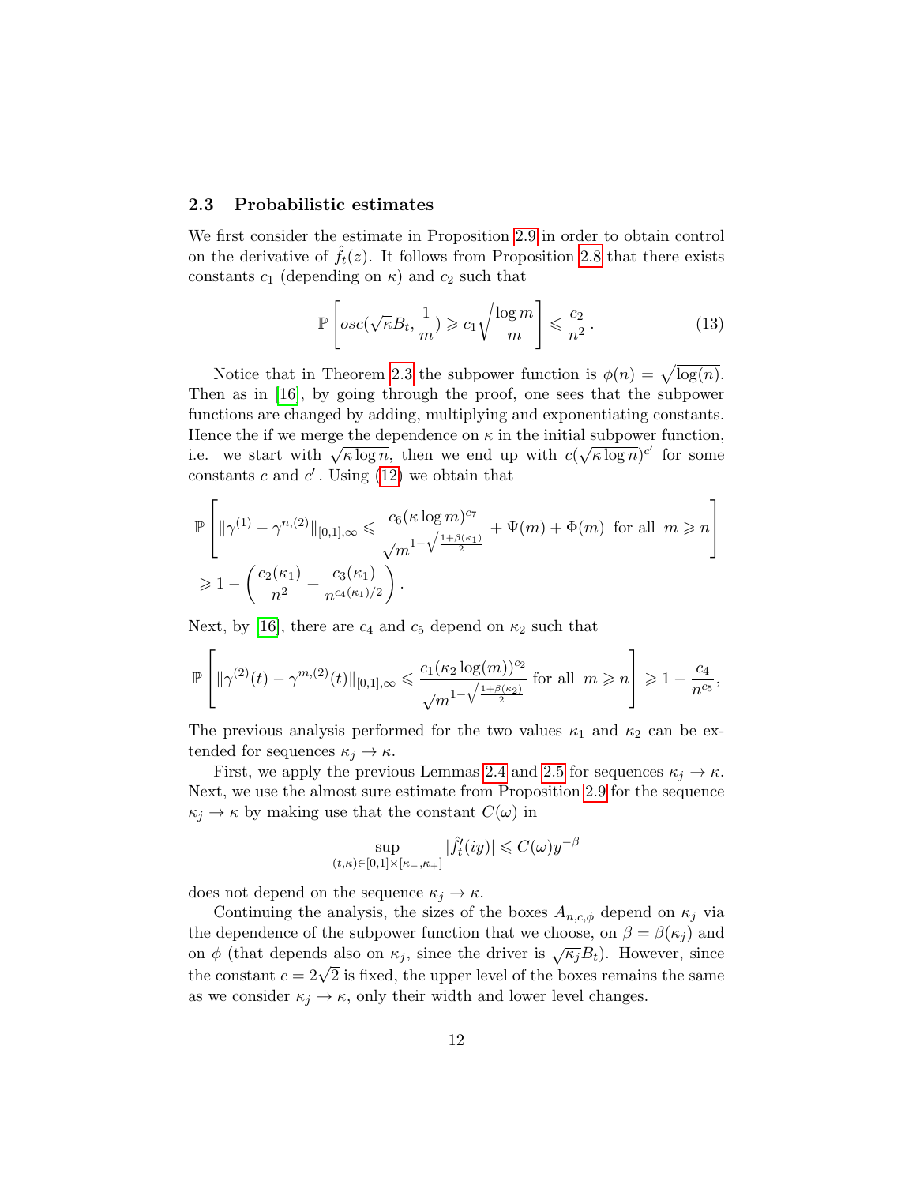### 2.3 Probabilistic estimates

We first consider the estimate in Proposition 2.9 in order to obtain control on the derivative of $\hat{f}_t(z)$. It follows from Proposition 2.8 that there exists constants $c_1$ (depending on $\kappa$) and $c_2$ such that

$$\mathbb{P}\left[osc(\sqrt{\kappa}B_t, \frac{1}{m}) \geqslant c_1\sqrt{\frac{\log m}{m}}\right] \leqslant \frac{c_2}{n^2}\,. \tag{13}$$

Notice that in Theorem 2.3 the subpower function is $\phi(n) = \sqrt{\log(n)}$. Then as in [16], by going through the proof, one sees that the subpower functions are changed by adding, multiplying and exponentiating constants. Hence the if we merge the dependence on $\kappa$ in the initial subpower function, i.e. we start with $\sqrt{\kappa \log n}$, then we end up with $c(\sqrt{\kappa \log n})^{c'}$ for some constants $c$ and $c'$. Using (12) we obtain that

$$\mathbb{P}\left[\|\gamma^{(1)} - \gamma^{n,(2)}\|_{[0,1],\infty} \leqslant \frac{c_6(\kappa\log m)^{c_7}}{\sqrt{m}^{1-\sqrt{\frac{1+\beta(\kappa_1)}{2}}}} + \Psi(m) + \Phi(m) \text{ for all } m \geqslant n\right]$$
$$\geqslant 1 - \left(\frac{c_2(\kappa_1)}{n^2} + \frac{c_3(\kappa_1)}{n^{c_4(\kappa_1)/2}}\right).$$

Next, by [16], there are $c_4$ and $c_5$ depend on $\kappa_2$ such that

$$\mathbb{P}\left[\|\gamma^{(2)}(t) - \gamma^{m,(2)}(t)\|_{[0,1],\infty} \leqslant \frac{c_1(\kappa_2\log(m))^{c_2}}{\sqrt{m}^{1-\sqrt{\frac{1+\beta(\kappa_2)}{2}}}} \text{ for all } m \geqslant n\right] \geqslant 1 - \frac{c_4}{n^{c_5}},$$

The previous analysis performed for the two values $\kappa_1$ and $\kappa_2$ can be extended for sequences $\kappa_j \to \kappa$.

First, we apply the previous Lemmas 2.4 and 2.5 for sequences $\kappa_j \to \kappa$. Next, we use the almost sure estimate from Proposition 2.9 for the sequence $\kappa_j \to \kappa$ by making use that the constant $C(\omega)$ in

$$\sup_{(t,\kappa)\in[0,1]\times[\kappa_-,\kappa_+]} |\hat{f}'_t(iy)| \leqslant C(\omega)y^{-\beta}$$

does not depend on the sequence $\kappa_j \to \kappa$.

Continuing the analysis, the sizes of the boxes $A_{n,c,\phi}$ depend on $\kappa_j$ via the dependence of the subpower function that we choose, on $\beta = \beta(\kappa_j)$ and on $\phi$ (that depends also on $\kappa_j$, since the driver is $\sqrt{\kappa_j}B_t$). However, since the constant $c = 2\sqrt{2}$ is fixed, the upper level of the boxes remains the same as we consider $\kappa_j \to \kappa$, only their width and lower level changes.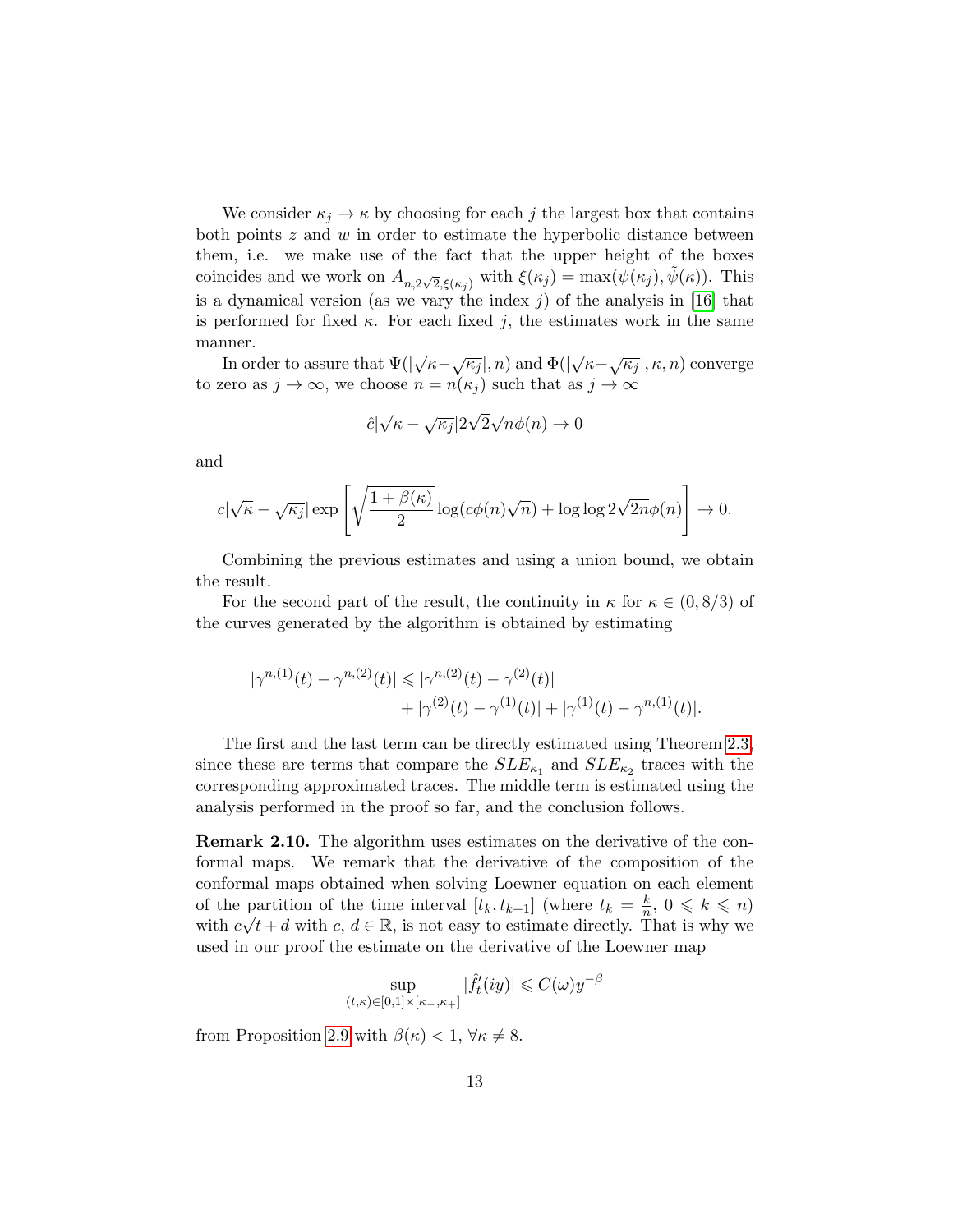We consider $\kappa_j \to \kappa$ by choosing for each $j$ the largest box that contains both points $z$ and $w$ in order to estimate the hyperbolic distance between them, i.e. we make use of the fact that the upper height of the boxes coincides and we work on $A_{n,2\sqrt{2},\xi(\kappa_j)}$ with $\xi(\kappa_j) = \max(\psi(\kappa_j), \tilde{\psi}(\kappa))$. This is a dynamical version (as we vary the index $j$) of the analysis in [16] that is performed for fixed $\kappa$. For each fixed $j$, the estimates work in the same manner.

In order to assure that $\Psi(|\sqrt{\kappa} - \sqrt{\kappa_j}|, n)$ and $\Phi(|\sqrt{\kappa} - \sqrt{\kappa_j}|, \kappa, n)$ converge to zero as $j \to \infty$, we choose $n = n(\kappa_j)$ such that as $j \to \infty$

$$\hat{c}|\sqrt{\kappa} - \sqrt{\kappa_j}| 2\sqrt{2}\sqrt{n}\phi(n) \to 0$$

and

$$c|\sqrt{\kappa} - \sqrt{\kappa_j}| \exp\left[\sqrt{\frac{1+\beta(\kappa)}{2}} \log(c\phi(n)\sqrt{n}) + \log\log 2\sqrt{2n}\phi(n)\right] \to 0.$$

Combining the previous estimates and using a union bound, we obtain the result.

For the second part of the result, the continuity in $\kappa$ for $\kappa \in (0, 8/3)$ of the curves generated by the algorithm is obtained by estimating

$$\begin{aligned}|\gamma^{n,(1)}(t) - \gamma^{n,(2)}(t)| \leqslant &\, |\gamma^{n,(2)}(t) - \gamma^{(2)}(t)| \\ &+ |\gamma^{(2)}(t) - \gamma^{(1)}(t)| + |\gamma^{(1)}(t) - \gamma^{n,(1)}(t)|.\end{aligned}$$

The first and the last term can be directly estimated using Theorem 2.3, since these are terms that compare the $SLE_{\kappa_1}$ and $SLE_{\kappa_2}$ traces with the corresponding approximated traces. The middle term is estimated using the analysis performed in the proof so far, and the conclusion follows.

**Remark 2.10.** The algorithm uses estimates on the derivative of the conformal maps. We remark that the derivative of the composition of the conformal maps obtained when solving Loewner equation on each element of the partition of the time interval $[t_k, t_{k+1}]$ (where $t_k = \frac{k}{n}$, $0 \leqslant k \leqslant n$) with $c\sqrt{t} + d$ with $c, d \in \mathbb{R}$, is not easy to estimate directly. That is why we used in our proof the estimate on the derivative of the Loewner map

$$\sup_{(t,\kappa) \in [0,1] \times [\kappa_-, \kappa_+]} |\hat{f}_t'(iy)| \leqslant C(\omega) y^{-\beta}$$

from Proposition 2.9 with $\beta(\kappa) < 1$, $\forall \kappa \neq 8$.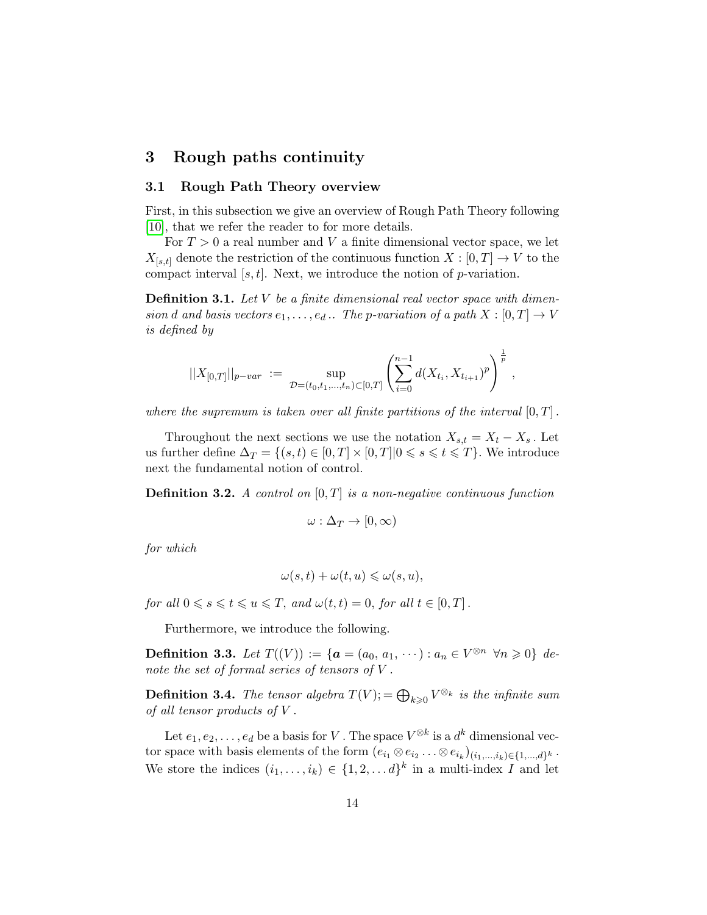# 3 Rough paths continuity

## 3.1 Rough Path Theory overview

First, in this subsection we give an overview of Rough Path Theory following [10], that we refer the reader to for more details.

For $T > 0$ a real number and $V$ a finite dimensional vector space, we let $X_{[s,t]}$ denote the restriction of the continuous function $X : [0,T] \to V$ to the compact interval $[s,t]$. Next, we introduce the notion of $p$-variation.

**Definition 3.1.** *Let $V$ be a finite dimensional real vector space with dimension $d$ and basis vectors $e_1, \dots, e_d$.. The $p$-variation of a path $X : [0,T] \to V$ is defined by*

$$||X_{[0,T]}||_{p-var} := \sup_{\mathcal{D}=(t_0,t_1,\dots,t_n)\subset[0,T]} \left( \sum_{i=0}^{n-1} d(X_{t_i}, X_{t_{i+1}})^p \right)^{\frac{1}{p}},$$

*where the supremum is taken over all finite partitions of the interval $[0,T]$.*

Throughout the next sections we use the notation $X_{s,t} = X_t - X_s$. Let us further define $\Delta_T = \{(s,t) \in [0,T] \times [0,T] | 0 \leqslant s \leqslant t \leqslant T\}$. We introduce next the fundamental notion of control.

**Definition 3.2.** *A control on $[0,T]$ is a non-negative continuous function*

$$\omega : \Delta_T \to [0, \infty)$$

*for which*

$$\omega(s,t) + \omega(t,u) \leqslant \omega(s,u),$$

*for all $0 \leqslant s \leqslant t \leqslant u \leqslant T$, and $\omega(t,t) = 0$, for all $t \in [0,T]$.*

Furthermore, we introduce the following.

**Definition 3.3.** *Let $T((V)) := \{\boldsymbol{a} = (a_0, a_1, \cdots) : a_n \in V^{\otimes n} \ \forall n \geqslant 0\}$ denote the set of formal series of tensors of $V$.*

**Definition 3.4.** *The tensor algebra $T(V); = \bigoplus_{k \geqslant 0} V^{\otimes_k}$ is the infinite sum of all tensor products of $V$.*

Let $e_1, e_2, \dots, e_d$ be a basis for $V$. The space $V^{\otimes k}$ is a $d^k$ dimensional vector space with basis elements of the form $(e_{i_1} \otimes e_{i_2} \dots \otimes e_{i_k})_{(i_1,\dots,i_k)\in\{1,\dots,d\}^k}$. We store the indices $(i_1, \dots, i_k) \in \{1, 2, \dots d\}^k$ in a multi-index $I$ and let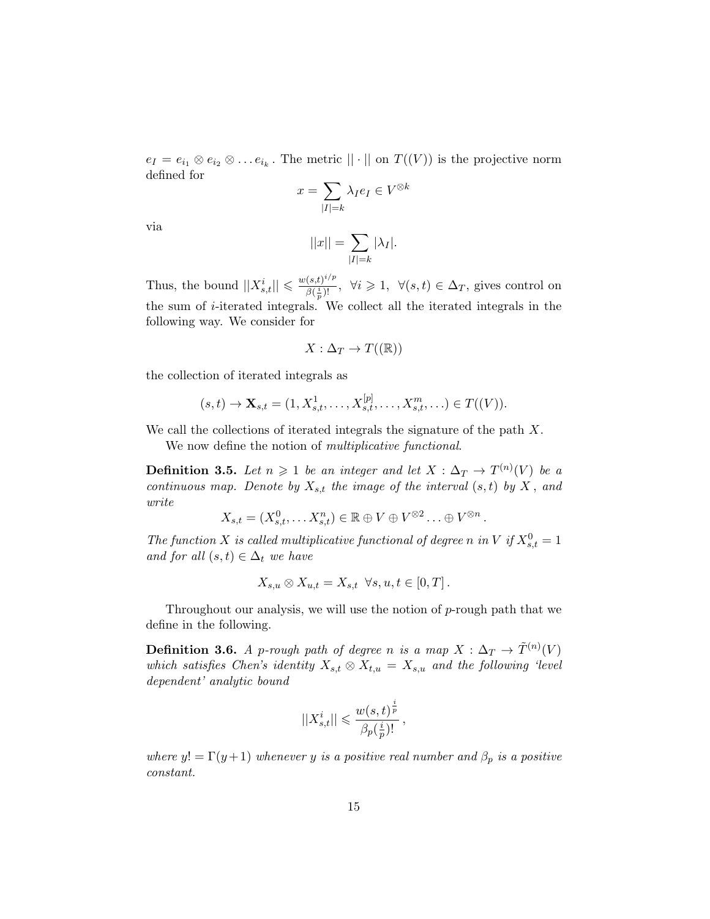$e_I = e_{i_1} \otimes e_{i_2} \otimes \dots e_{i_k}$. The metric $||\cdot||$ on $T((V))$ is the projective norm defined for

$$x = \sum_{|I|=k} \lambda_I e_I \in V^{\otimes k}$$

via

$$||x|| = \sum_{|I|=k} |\lambda_I|.$$

Thus, the bound $||X^i_{s,t}|| \leqslant \frac{w(s,t)^{i/p}}{\beta(\frac{i}{p})!}$, $\forall i \geqslant 1$, $\forall (s,t) \in \Delta_T$, gives control on the sum of $i$-iterated integrals. We collect all the iterated integrals in the following way. We consider for

$$X : \Delta_T \to T((\mathbb{R}))$$

the collection of iterated integrals as

$$(s,t) \to \mathbf{X}_{s,t} = (1, X^1_{s,t}, \dots, X^{[p]}_{s,t}, \dots, X^m_{s,t}, \dots) \in T((V)).$$

We call the collections of iterated integrals the signature of the path $X$.

We now define the notion of *multiplicative functional*.

**Definition 3.5.** *Let $n \geqslant 1$ be an integer and let $X : \Delta_T \to T^{(n)}(V)$ be a continuous map. Denote by $X_{s,t}$ the image of the interval $(s,t)$ by $X$, and write*

$$X_{s,t} = (X^0_{s,t}, \dots X^n_{s,t}) \in \mathbb{R} \oplus V \oplus V^{\otimes 2} \dots \oplus V^{\otimes n}.$$

*The function $X$ is called multiplicative functional of degree $n$ in $V$ if $X^0_{s,t} = 1$ and for all $(s,t) \in \Delta_t$ we have*

$$X_{s,u} \otimes X_{u,t} = X_{s,t} \ \ \forall s,u,t \in [0,T].$$

Throughout our analysis, we will use the notion of $p$-rough path that we define in the following.

**Definition 3.6.** *A $p$-rough path of degree $n$ is a map $X : \Delta_T \to \tilde{T}^{(n)}(V)$ which satisfies Chen's identity $X_{s,t} \otimes X_{t,u} = X_{s,u}$ and the following 'level dependent' analytic bound*

$$||X^i_{s,t}|| \leqslant \frac{w(s,t)^{\frac{i}{p}}}{\beta_p(\frac{i}{p})!},$$

*where $y! = \Gamma(y+1)$ whenever $y$ is a positive real number and $\beta_p$ is a positive constant.*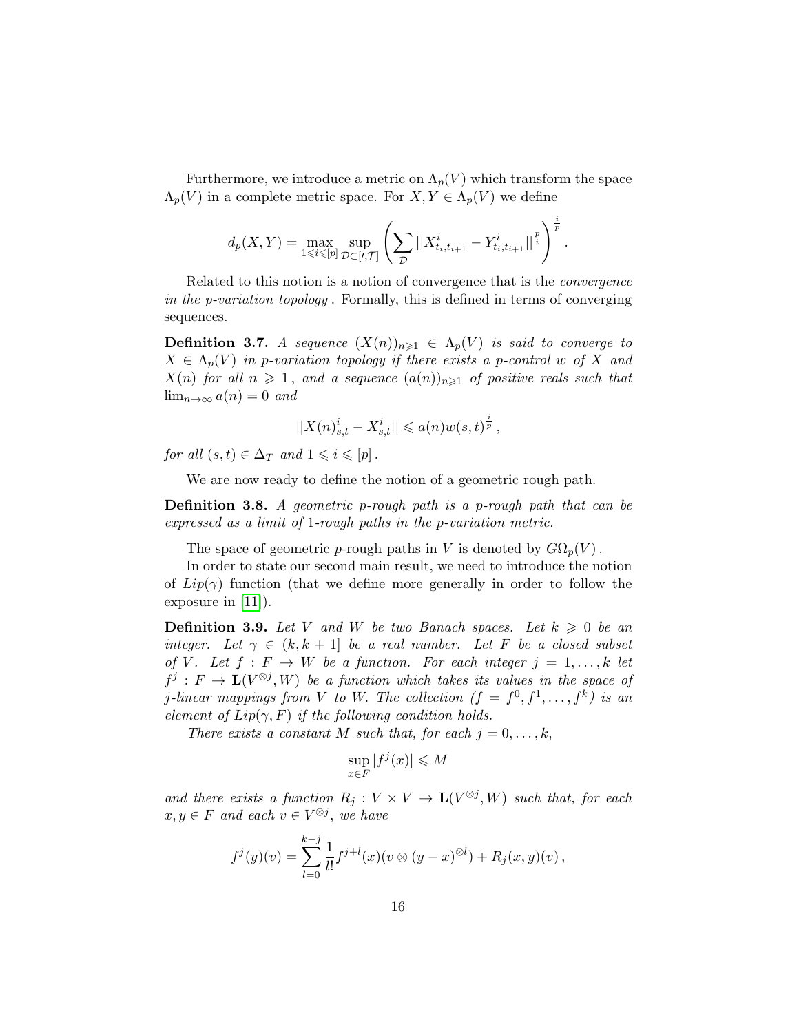Furthermore, we introduce a metric on $\Lambda_p(V)$ which transform the space $\Lambda_p(V)$ in a complete metric space. For $X, Y \in \Lambda_p(V)$ we define

$$d_p(X,Y) = \max_{1 \leqslant i \leqslant [p]} \sup_{\mathcal{D} \subset [\prime, \mathcal{T}]} \left( \sum_{\mathcal{D}} ||X^i_{t_i,t_{i+1}} - Y^i_{t_i,t_{i+1}}||^{\frac{p}{i}} \right)^{\frac{i}{p}} .$$

Related to this notion is a notion of convergence that is the *convergence in the p-variation topology* . Formally, this is defined in terms of converging sequences.

**Definition 3.7.** *A sequence $(X(n))_{n \geqslant 1} \in \Lambda_p(V)$ is said to converge to $X \in \Lambda_p(V)$ in p-variation topology if there exists a p-control $w$ of $X$ and $X(n)$ for all $n \geqslant 1$ , and a sequence $(a(n))_{n \geqslant 1}$ of positive reals such that $\lim_{n \to \infty} a(n) = 0$ and*

$$||X(n)^i_{s,t} - X^i_{s,t}|| \leqslant a(n) w(s,t)^{\frac{i}{p}} ,$$

*for all $(s,t) \in \Delta_T$ and $1 \leqslant i \leqslant [p]$ .*

We are now ready to define the notion of a geometric rough path.

**Definition 3.8.** *A geometric p-rough path is a p-rough path that can be expressed as a limit of 1-rough paths in the p-variation metric.*

The space of geometric $p$-rough paths in $V$ is denoted by $G\Omega_p(V)$ .

In order to state our second main result, we need to introduce the notion of $Lip(\gamma)$ function (that we define more generally in order to follow the exposure in [11]).

**Definition 3.9.** *Let $V$ and $W$ be two Banach spaces. Let $k \geqslant 0$ be an integer. Let $\gamma \in (k, k+1]$ be a real number. Let $F$ be a closed subset of $V$. Let $f : F \to W$ be a function. For each integer $j = 1, \ldots, k$ let $f^j : F \to \mathbf{L}(V^{\otimes j}, W)$ be a function which takes its values in the space of $j$-linear mappings from $V$ to $W$. The collection $(f = f^0, f^1, \ldots, f^k)$ is an element of $Lip(\gamma, F)$ if the following condition holds.*

*There exists a constant $M$ such that, for each $j = 0, \ldots, k$,*

$$\sup_{x \in F} |f^j(x)| \leqslant M$$

*and there exists a function $R_j : V \times V \to \mathbf{L}(V^{\otimes j}, W)$ such that, for each $x, y \in F$ and each $v \in V^{\otimes j}$, we have*

$$f^j(y)(v) = \sum_{l=0}^{k-j} \frac{1}{l!} f^{j+l}(x)(v \otimes (y-x)^{\otimes l}) + R_j(x,y)(v) ,$$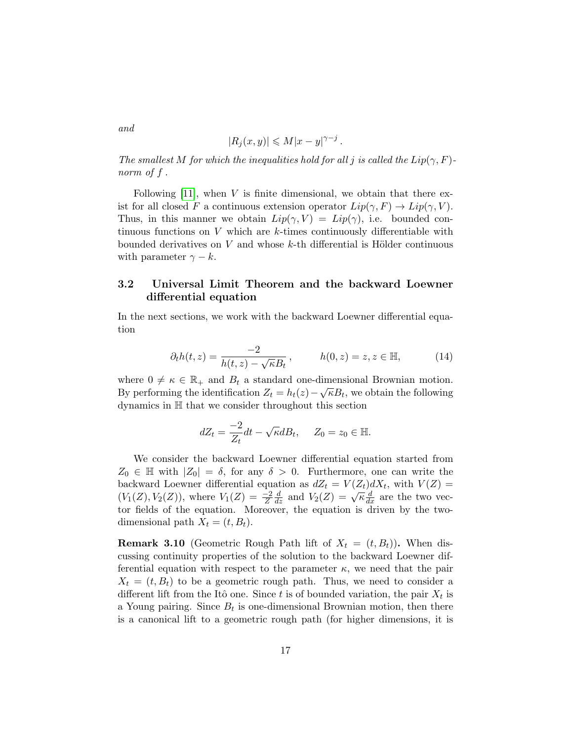*and*

$$|R_j(x, y)| \leqslant M|x - y|^{\gamma - j}\,.$$

*The smallest $M$ for which the inequalities hold for all $j$ is called the $Lip(\gamma, F)$-norm of $f$ .*

Following [11], when $V$ is finite dimensional, we obtain that there exist for all closed $F$ a continuous extension operator $Lip(\gamma, F) \to Lip(\gamma, V)$. Thus, in this manner we obtain $Lip(\gamma, V) = Lip(\gamma)$, i.e. bounded continuous functions on $V$ which are $k$-times continuously differentiable with bounded derivatives on $V$ and whose $k$-th differential is Hölder continuous with parameter $\gamma - k$.

### 3.2 Universal Limit Theorem and the backward Loewner differential equation

In the next sections, we work with the backward Loewner differential equation

$$\partial_t h(t, z) = \frac{-2}{h(t, z) - \sqrt{\kappa} B_t}\,, \qquad h(0, z) = z, z \in \mathbb{H}, \tag{14}$$

where $0 \neq \kappa \in \mathbb{R}_+$ and $B_t$ a standard one-dimensional Brownian motion. By performing the identification $Z_t = h_t(z) - \sqrt{\kappa} B_t$, we obtain the following dynamics in $\mathbb{H}$ that we consider throughout this section

$$dZ_t = \frac{-2}{Z_t} dt - \sqrt{\kappa} dB_t, \quad Z_0 = z_0 \in \mathbb{H}.$$

We consider the backward Loewner differential equation started from $Z_0 \in \mathbb{H}$ with $|Z_0| = \delta$, for any $\delta > 0$. Furthermore, one can write the backward Loewner differential equation as $dZ_t = V(Z_t)dX_t$, with $V(Z) = (V_1(Z), V_2(Z))$, where $V_1(Z) = \frac{-2}{Z}\frac{d}{dz}$ and $V_2(Z) = \sqrt{\kappa}\frac{d}{dx}$ are the two vector fields of the equation. Moreover, the equation is driven by the two-dimensional path $X_t = (t, B_t)$.

**Remark 3.10** (Geometric Rough Path lift of $X_t = (t, B_t)$)**.** When discussing continuity properties of the solution to the backward Loewner differential equation with respect to the parameter $\kappa$, we need that the pair $X_t = (t, B_t)$ to be a geometric rough path. Thus, we need to consider a different lift from the Itô one. Since $t$ is of bounded variation, the pair $X_t$ is a Young pairing. Since $B_t$ is one-dimensional Brownian motion, then there is a canonical lift to a geometric rough path (for higher dimensions, it is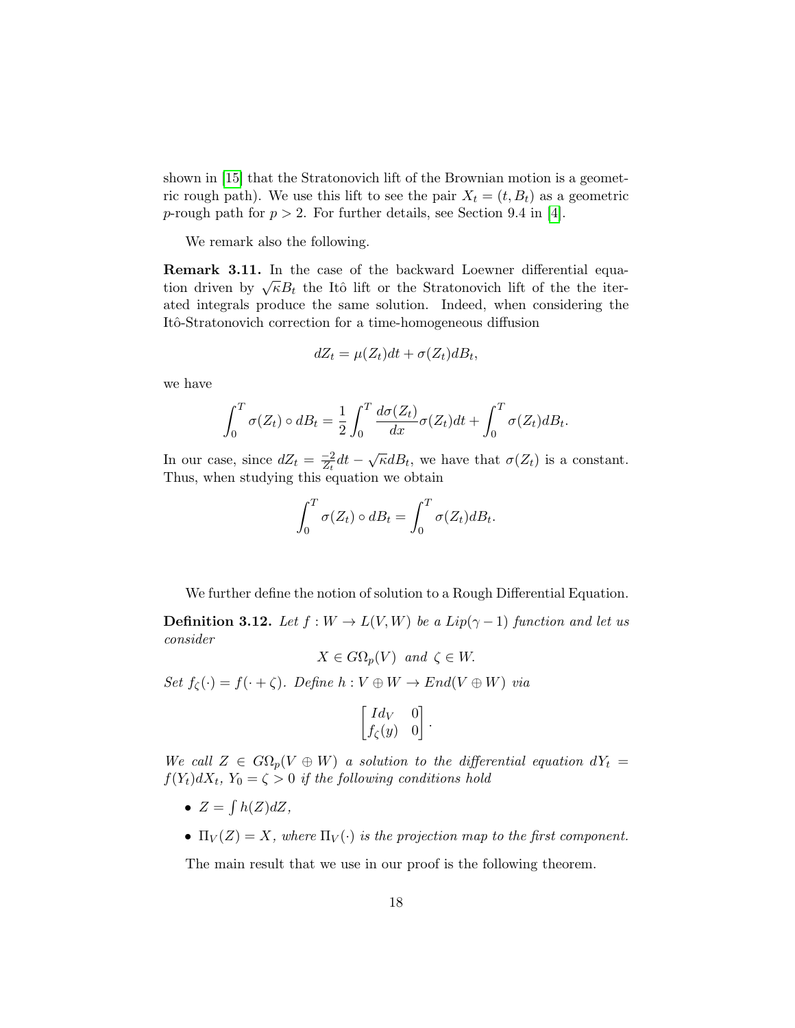shown in [15] that the Stratonovich lift of the Brownian motion is a geometric rough path). We use this lift to see the pair $X_t = (t, B_t)$ as a geometric $p$-rough path for $p > 2$. For further details, see Section 9.4 in [4].

We remark also the following.

**Remark 3.11.** In the case of the backward Loewner differential equation driven by $\sqrt{\kappa}B_t$ the Itô lift or the Stratonovich lift of the the iterated integrals produce the same solution. Indeed, when considering the Itô-Stratonovich correction for a time-homogeneous diffusion

$$dZ_t = \mu(Z_t)dt + \sigma(Z_t)dB_t,$$

we have

$$\int_0^T \sigma(Z_t) \circ dB_t = \frac{1}{2}\int_0^T \frac{d\sigma(Z_t)}{dx}\sigma(Z_t)dt + \int_0^T \sigma(Z_t)dB_t.$$

In our case, since $dZ_t = \frac{-2}{Z_t}dt - \sqrt{\kappa}dB_t$, we have that $\sigma(Z_t)$ is a constant. Thus, when studying this equation we obtain

$$\int_0^T \sigma(Z_t) \circ dB_t = \int_0^T \sigma(Z_t)dB_t.$$

We further define the notion of solution to a Rough Differential Equation.

**Definition 3.12.** *Let $f : W \to L(V, W)$ be a Lip$(\gamma - 1)$ function and let us consider*

$$X \in G\Omega_p(V) \text{ and } \zeta \in W.$$

*Set $f_\zeta(\cdot) = f(\cdot + \zeta)$. Define $h : V \oplus W \to End(V \oplus W)$ via*

$$\begin{bmatrix} Id_V & 0 \\ f_\zeta(y) & 0 \end{bmatrix}.$$

*We call $Z \in G\Omega_p(V \oplus W)$ a solution to the differential equation $dY_t = f(Y_t)dX_t$, $Y_0 = \zeta > 0$ if the following conditions hold*

- $Z = \int h(Z)dZ$,
- $\Pi_V(Z) = X$, *where $\Pi_V(\cdot)$ is the projection map to the first component.*

The main result that we use in our proof is the following theorem.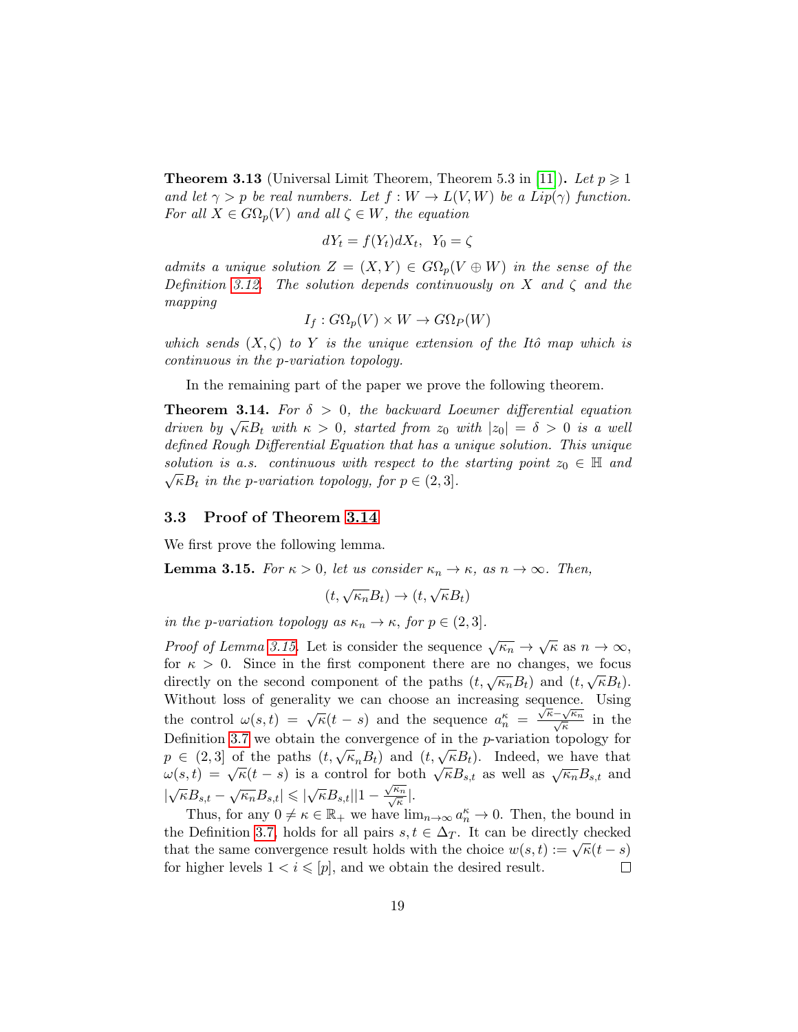**Theorem 3.13** (Universal Limit Theorem, Theorem 5.3 in [11]). *Let $p \geqslant 1$ and let $\gamma > p$ be real numbers. Let $f : W \to L(V, W)$ be a $Lip(\gamma)$ function. For all $X \in G\Omega_p(V)$ and all $\zeta \in W$, the equation*

$$dY_t = f(Y_t)dX_t, \;\; Y_0 = \zeta$$

*admits a unique solution $Z = (X, Y) \in G\Omega_p(V \oplus W)$ in the sense of the Definition 3.12. The solution depends continuously on $X$ and $\zeta$ and the mapping*

$$I_f : G\Omega_p(V) \times W \to G\Omega_P(W)$$

*which sends $(X, \zeta)$ to $Y$ is the unique extension of the Itô map which is continuous in the p-variation topology.*

In the remaining part of the paper we prove the following theorem.

**Theorem 3.14.** *For $\delta > 0$, the backward Loewner differential equation driven by $\sqrt{\kappa}B_t$ with $\kappa > 0$, started from $z_0$ with $|z_0| = \delta > 0$ is a well defined Rough Differential Equation that has a unique solution. This unique solution is a.s. continuous with respect to the starting point $z_0 \in \mathbb{H}$ and $\sqrt{\kappa}B_t$ in the p-variation topology, for $p \in (2, 3]$.*

### 3.3 Proof of Theorem 3.14

We first prove the following lemma.

**Lemma 3.15.** *For $\kappa > 0$, let us consider $\kappa_n \to \kappa$, as $n \to \infty$. Then,*

$$(t, \sqrt{\kappa_n}B_t) \to (t, \sqrt{\kappa}B_t)$$

*in the p-variation topology as $\kappa_n \to \kappa$, for $p \in (2, 3]$.*

*Proof of Lemma 3.15.* Let is consider the sequence $\sqrt{\kappa_n} \to \sqrt{\kappa}$ as $n \to \infty$, for $\kappa > 0$. Since in the first component there are no changes, we focus directly on the second component of the paths $(t, \sqrt{\kappa_n}B_t)$ and $(t, \sqrt{\kappa}B_t)$. Without loss of generality we can choose an increasing sequence. Using the control $\omega(s, t) = \sqrt{\kappa}(t - s)$ and the sequence $a_n^\kappa = \frac{\sqrt{\kappa} - \sqrt{\kappa_n}}{\sqrt{\kappa}}$ in the Definition 3.7 we obtain the convergence of in the $p$-variation topology for $p \in (2, 3]$ of the paths $(t, \sqrt{\kappa_n}B_t)$ and $(t, \sqrt{\kappa}B_t)$. Indeed, we have that $\omega(s, t) = \sqrt{\kappa}(t - s)$ is a control for both $\sqrt{\kappa}B_{s,t}$ as well as $\sqrt{\kappa_n}B_{s,t}$ and $|\sqrt{\kappa}B_{s,t} - \sqrt{\kappa_n}B_{s,t}| \leqslant |\sqrt{\kappa}B_{s,t}||1 - \frac{\sqrt{\kappa_n}}{\sqrt{\kappa}}|$.

Thus, for any $0 \neq \kappa \in \mathbb{R}_+$ we have $\lim_{n\to\infty} a_n^\kappa \to 0$. Then, the bound in the Definition 3.7, holds for all pairs $s, t \in \Delta_T$. It can be directly checked that the same convergence result holds with the choice $w(s, t) := \sqrt{\kappa}(t - s)$ for higher levels $1 < i \leqslant [p]$, and we obtain the desired result. $\square$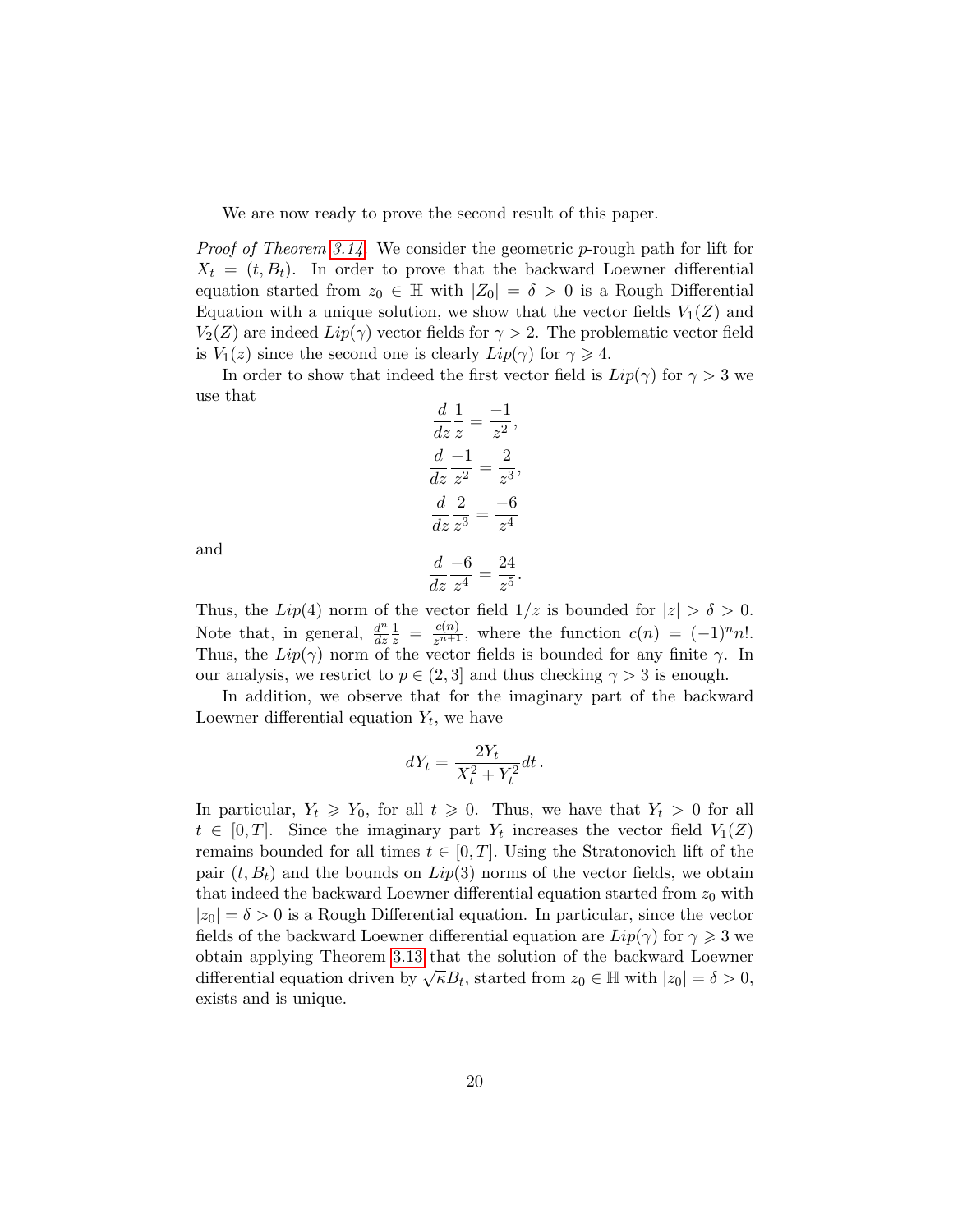We are now ready to prove the second result of this paper.

*Proof of Theorem 3.14.* We consider the geometric $p$-rough path for lift for $X_t = (t, B_t)$. In order to prove that the backward Loewner differential equation started from $z_0 \in \mathbb{H}$ with $|Z_0| = \delta > 0$ is a Rough Differential Equation with a unique solution, we show that the vector fields $V_1(Z)$ and $V_2(Z)$ are indeed $Lip(\gamma)$ vector fields for $\gamma > 2$. The problematic vector field is $V_1(z)$ since the second one is clearly $Lip(\gamma)$ for $\gamma \geqslant 4$.

In order to show that indeed the first vector field is $Lip(\gamma)$ for $\gamma > 3$ we use that

$$\frac{d}{dz}\frac{1}{z} = \frac{-1}{z^2},$$

$$\frac{d}{dz}\frac{-1}{z^2} = \frac{2}{z^3},$$

$$\frac{d}{dz}\frac{2}{z^3} = \frac{-6}{z^4}$$

and

$$\frac{d}{dz}\frac{-6}{z^4} = \frac{24}{z^5}.$$

Thus, the $Lip(4)$ norm of the vector field $1/z$ is bounded for $|z| > \delta > 0$. Note that, in general, $\frac{d^n}{dz}\frac{1}{z} = \frac{c(n)}{z^{n+1}}$, where the function $c(n) = (-1)^n n!$. Thus, the $Lip(\gamma)$ norm of the vector fields is bounded for any finite $\gamma$. In our analysis, we restrict to $p \in (2, 3]$ and thus checking $\gamma > 3$ is enough.

In addition, we observe that for the imaginary part of the backward Loewner differential equation $Y_t$, we have

$$dY_t = \frac{2Y_t}{X_t^2 + Y_t^2} dt\,.$$

In particular, $Y_t \geqslant Y_0$, for all $t \geqslant 0$. Thus, we have that $Y_t > 0$ for all $t \in [0, T]$. Since the imaginary part $Y_t$ increases the vector field $V_1(Z)$ remains bounded for all times $t \in [0, T]$. Using the Stratonovich lift of the pair $(t, B_t)$ and the bounds on $Lip(3)$ norms of the vector fields, we obtain that indeed the backward Loewner differential equation started from $z_0$ with $|z_0| = \delta > 0$ is a Rough Differential equation. In particular, since the vector fields of the backward Loewner differential equation are $Lip(\gamma)$ for $\gamma \geqslant 3$ we obtain applying Theorem 3.13 that the solution of the backward Loewner differential equation driven by $\sqrt{\kappa} B_t$, started from $z_0 \in \mathbb{H}$ with $|z_0| = \delta > 0$, exists and is unique.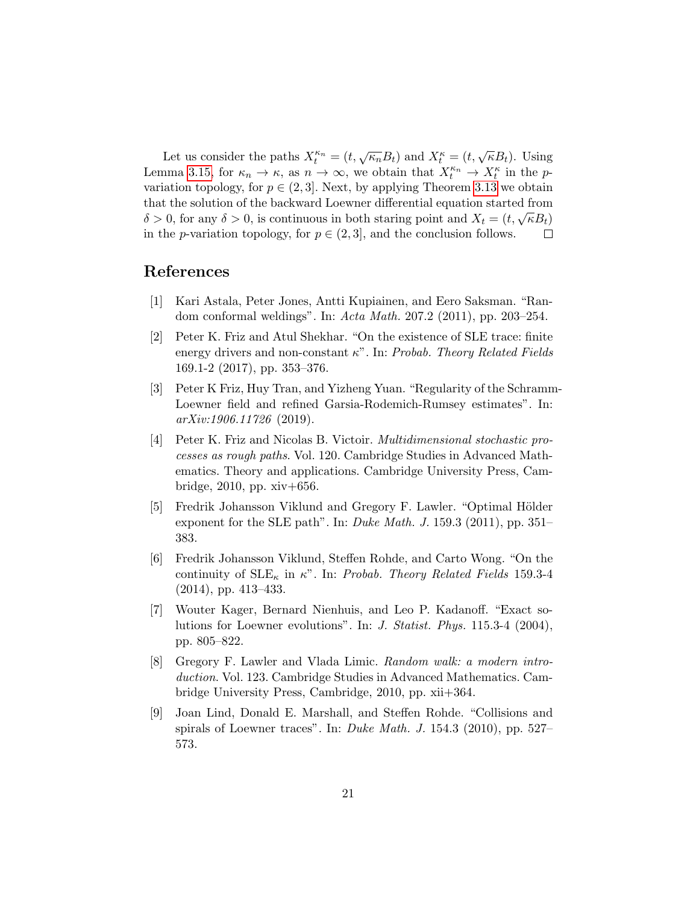Let us consider the paths $X_t^{\kappa_n} = (t, \sqrt{\kappa_n} B_t)$ and $X_t^{\kappa} = (t, \sqrt{\kappa} B_t)$. Using Lemma 3.15, for $\kappa_n \to \kappa$, as $n \to \infty$, we obtain that $X_t^{\kappa_n} \to X_t^{\kappa}$ in the $p$-variation topology, for $p \in (2,3]$. Next, by applying Theorem 3.13 we obtain that the solution of the backward Loewner differential equation started from $\delta > 0$, for any $\delta > 0$, is continuous in both staring point and $X_t = (t, \sqrt{\kappa} B_t)$ in the $p$-variation topology, for $p \in (2,3]$, and the conclusion follows. □

## References

[1] Kari Astala, Peter Jones, Antti Kupiainen, and Eero Saksman. "Random conformal weldings". In: *Acta Math.* 207.2 (2011), pp. 203–254.

[2] Peter K. Friz and Atul Shekhar. "On the existence of SLE trace: finite energy drivers and non-constant $\kappa$". In: *Probab. Theory Related Fields* 169.1-2 (2017), pp. 353–376.

[3] Peter K Friz, Huy Tran, and Yizheng Yuan. "Regularity of the Schramm-Loewner field and refined Garsia-Rodemich-Rumsey estimates". In: *arXiv:1906.11726* (2019).

[4] Peter K. Friz and Nicolas B. Victoir. *Multidimensional stochastic processes as rough paths*. Vol. 120. Cambridge Studies in Advanced Mathematics. Theory and applications. Cambridge University Press, Cambridge, 2010, pp. xiv+656.

[5] Fredrik Johansson Viklund and Gregory F. Lawler. "Optimal Hölder exponent for the SLE path". In: *Duke Math. J.* 159.3 (2011), pp. 351–383.

[6] Fredrik Johansson Viklund, Steffen Rohde, and Carto Wong. "On the continuity of $\text{SLE}_\kappa$ in $\kappa$". In: *Probab. Theory Related Fields* 159.3-4 (2014), pp. 413–433.

[7] Wouter Kager, Bernard Nienhuis, and Leo P. Kadanoff. "Exact solutions for Loewner evolutions". In: *J. Statist. Phys.* 115.3-4 (2004), pp. 805–822.

[8] Gregory F. Lawler and Vlada Limic. *Random walk: a modern introduction*. Vol. 123. Cambridge Studies in Advanced Mathematics. Cambridge University Press, Cambridge, 2010, pp. xii+364.

[9] Joan Lind, Donald E. Marshall, and Steffen Rohde. "Collisions and spirals of Loewner traces". In: *Duke Math. J.* 154.3 (2010), pp. 527–573.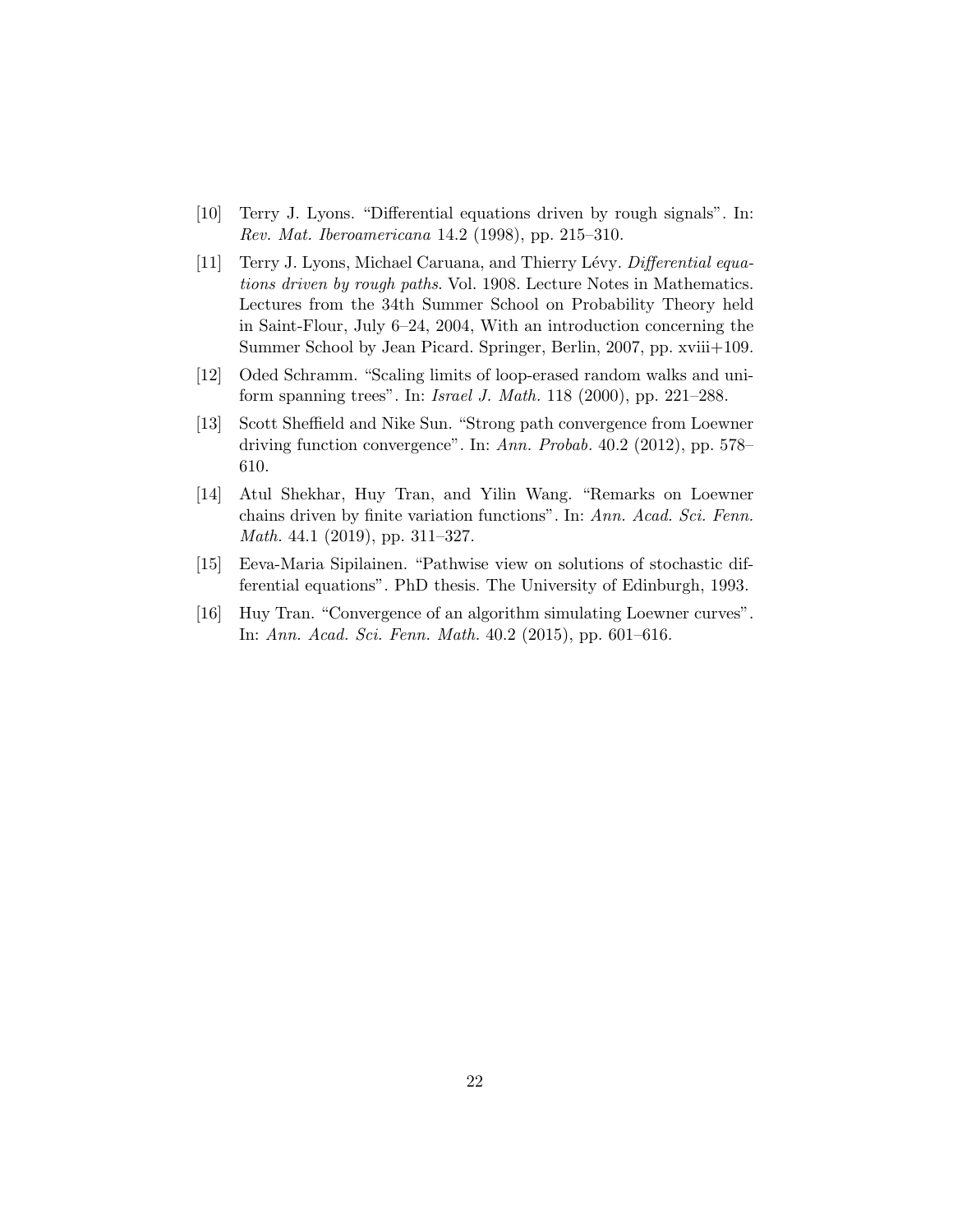[10] Terry J. Lyons. "Differential equations driven by rough signals". In: *Rev. Mat. Iberoamericana* 14.2 (1998), pp. 215–310.

[11] Terry J. Lyons, Michael Caruana, and Thierry Lévy. *Differential equations driven by rough paths*. Vol. 1908. Lecture Notes in Mathematics. Lectures from the 34th Summer School on Probability Theory held in Saint-Flour, July 6–24, 2004, With an introduction concerning the Summer School by Jean Picard. Springer, Berlin, 2007, pp. xviii+109.

[12] Oded Schramm. "Scaling limits of loop-erased random walks and uniform spanning trees". In: *Israel J. Math.* 118 (2000), pp. 221–288.

[13] Scott Sheffield and Nike Sun. "Strong path convergence from Loewner driving function convergence". In: *Ann. Probab.* 40.2 (2012), pp. 578–610.

[14] Atul Shekhar, Huy Tran, and Yilin Wang. "Remarks on Loewner chains driven by finite variation functions". In: *Ann. Acad. Sci. Fenn. Math.* 44.1 (2019), pp. 311–327.

[15] Eeva-Maria Sipilainen. "Pathwise view on solutions of stochastic differential equations". PhD thesis. The University of Edinburgh, 1993.

[16] Huy Tran. "Convergence of an algorithm simulating Loewner curves". In: *Ann. Acad. Sci. Fenn. Math.* 40.2 (2015), pp. 601–616.